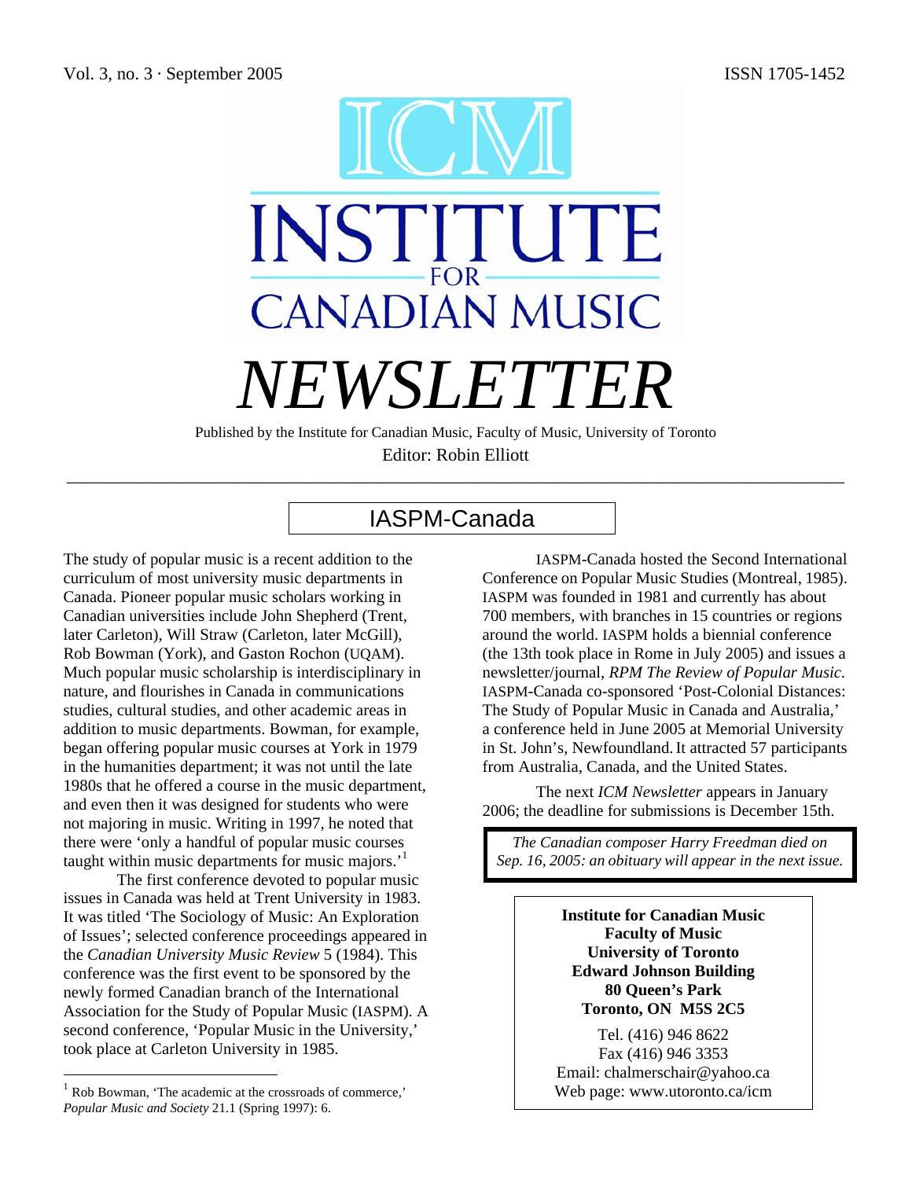Vol. 3, no. 3 · September 2005 ISSN 1705-1452

# ICM INSTITUTE FOR CANADIAN MUSIC NEWSLETTER

Published by the Institute for Canadian Music, Faculty of Music, University of Toronto

Editor: Robin Elliott

## IASPM-Canada

The study of popular music is a recent addition to the curriculum of most university music departments in Canada. Pioneer popular music scholars working in Canadian universities include John Shepherd (Trent, later Carleton), Will Straw (Carleton, later McGill), Rob Bowman (York), and Gaston Rochon (UQAM). Much popular music scholarship is interdisciplinary in nature, and flourishes in Canada in communications studies, cultural studies, and other academic areas in addition to music departments. Bowman, for example, began offering popular music courses at York in 1979 in the humanities department; it was not until the late 1980s that he offered a course in the music department, and even then it was designed for students who were not majoring in music. Writing in 1997, he noted that there were 'only a handful of popular music courses taught within music departments for music majors.'[1]

The first conference devoted to popular music issues in Canada was held at Trent University in 1983. It was titled 'The Sociology of Music: An Exploration of Issues'; selected conference proceedings appeared in the *Canadian University Music Review* 5 (1984). This conference was the first event to be sponsored by the newly formed Canadian branch of the International Association for the Study of Popular Music (IASPM). A second conference, 'Popular Music in the University,' took place at Carleton University in 1985.

IASPM-Canada hosted the Second International Conference on Popular Music Studies (Montreal, 1985). IASPM was founded in 1981 and currently has about 700 members, with branches in 15 countries or regions around the world. IASPM holds a biennial conference (the 13th took place in Rome in July 2005) and issues a newsletter/journal, *RPM The Review of Popular Music*. IASPM-Canada co-sponsored 'Post-Colonial Distances: The Study of Popular Music in Canada and Australia,' a conference held in June 2005 at Memorial University in St. John's, Newfoundland. It attracted 57 participants from Australia, Canada, and the United States.

The next *ICM Newsletter* appears in January 2006; the deadline for submissions is December 15th.

*The Canadian composer Harry Freedman died on Sep. 16, 2005: an obituary will appear in the next issue.*

**Institute for Canadian Music**
**Faculty of Music**
**University of Toronto**
**Edward Johnson Building**
**80 Queen's Park**
**Toronto, ON M5S 2C5**

Tel. (416) 946 8622
Fax (416) 946 3353
Email: chalmerschair@yahoo.ca
Web page: www.utoronto.ca/icm

---

[1] Rob Bowman, 'The academic at the crossroads of commerce,' *Popular Music and Society* 21.1 (Spring 1997): 6.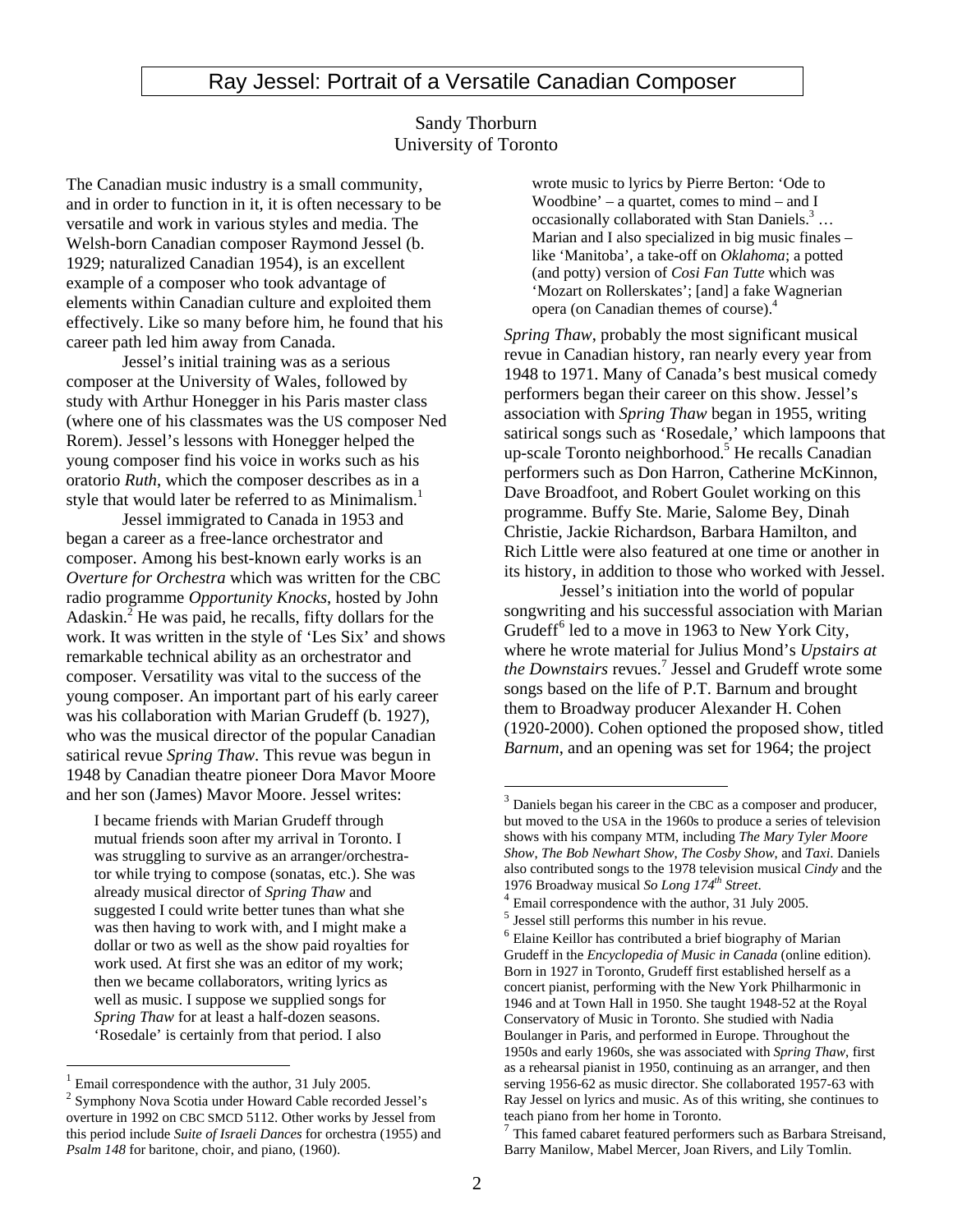# Ray Jessel: Portrait of a Versatile Canadian Composer

Sandy Thorburn
University of Toronto

The Canadian music industry is a small community, and in order to function in it, it is often necessary to be versatile and work in various styles and media. The Welsh-born Canadian composer Raymond Jessel (b. 1929; naturalized Canadian 1954), is an excellent example of a composer who took advantage of elements within Canadian culture and exploited them effectively. Like so many before him, he found that his career path led him away from Canada.

Jessel's initial training was as a serious composer at the University of Wales, followed by study with Arthur Honegger in his Paris master class (where one of his classmates was the US composer Ned Rorem). Jessel's lessons with Honegger helped the young composer find his voice in works such as his oratorio *Ruth*, which the composer describes as in a style that would later be referred to as Minimalism.[1]

Jessel immigrated to Canada in 1953 and began a career as a free-lance orchestrator and composer. Among his best-known early works is an *Overture for Orchestra* which was written for the CBC radio programme *Opportunity Knocks*, hosted by John Adaskin.[2] He was paid, he recalls, fifty dollars for the work. It was written in the style of 'Les Six' and shows remarkable technical ability as an orchestrator and composer. Versatility was vital to the success of the young composer. An important part of his early career was his collaboration with Marian Grudeff (b. 1927), who was the musical director of the popular Canadian satirical revue *Spring Thaw*. This revue was begun in 1948 by Canadian theatre pioneer Dora Mavor Moore and her son (James) Mavor Moore. Jessel writes:

> I became friends with Marian Grudeff through mutual friends soon after my arrival in Toronto. I was struggling to survive as an arranger/orchestrator while trying to compose (sonatas, etc.). She was already musical director of *Spring Thaw* and suggested I could write better tunes than what she was then having to work with, and I might make a dollar or two as well as the show paid royalties for work used. At first she was an editor of my work; then we became collaborators, writing lyrics as well as music. I suppose we supplied songs for *Spring Thaw* for at least a half-dozen seasons. 'Rosedale' is certainly from that period. I also wrote music to lyrics by Pierre Berton: 'Ode to Woodbine' – a quartet, comes to mind – and I occasionally collaborated with Stan Daniels.[3] … Marian and I also specialized in big music finales – like 'Manitoba', a take-off on *Oklahoma*; a potted (and potty) version of *Cosi Fan Tutte* which was 'Mozart on Rollerskates'; [and] a fake Wagnerian opera (on Canadian themes of course).[4]

*Spring Thaw*, probably the most significant musical revue in Canadian history, ran nearly every year from 1948 to 1971. Many of Canada's best musical comedy performers began their career on this show. Jessel's association with *Spring Thaw* began in 1955, writing satirical songs such as 'Rosedale,' which lampoons that up-scale Toronto neighborhood.[5] He recalls Canadian performers such as Don Harron, Catherine McKinnon, Dave Broadfoot, and Robert Goulet working on this programme. Buffy Ste. Marie, Salome Bey, Dinah Christie, Jackie Richardson, Barbara Hamilton, and Rich Little were also featured at one time or another in its history, in addition to those who worked with Jessel.

Jessel's initiation into the world of popular songwriting and his successful association with Marian Grudeff[6] led to a move in 1963 to New York City, where he wrote material for Julius Mond's *Upstairs at the Downstairs* revues.[7] Jessel and Grudeff wrote some songs based on the life of P.T. Barnum and brought them to Broadway producer Alexander H. Cohen (1920-2000). Cohen optioned the proposed show, titled *Barnum*, and an opening was set for 1964; the project

---

[1] Email correspondence with the author, 31 July 2005.

[2] Symphony Nova Scotia under Howard Cable recorded Jessel's overture in 1992 on CBC SMCD 5112. Other works by Jessel from this period include *Suite of Israeli Dances* for orchestra (1955) and *Psalm 148* for baritone, choir, and piano, (1960).

[3] Daniels began his career in the CBC as a composer and producer, but moved to the USA in the 1960s to produce a series of television shows with his company MTM, including *The Mary Tyler Moore Show*, *The Bob Newhart Show*, *The Cosby Show*, and *Taxi*. Daniels also contributed songs to the 1978 television musical *Cindy* and the 1976 Broadway musical *So Long 174th Street*.

[4] Email correspondence with the author, 31 July 2005.

[5] Jessel still performs this number in his revue.

[6] Elaine Keillor has contributed a brief biography of Marian Grudeff in the *Encyclopedia of Music in Canada* (online edition). Born in 1927 in Toronto, Grudeff first established herself as a concert pianist, performing with the New York Philharmonic in 1946 and at Town Hall in 1950. She taught 1948-52 at the Royal Conservatory of Music in Toronto. She studied with Nadia Boulanger in Paris, and performed in Europe. Throughout the 1950s and early 1960s, she was associated with *Spring Thaw*, first as a rehearsal pianist in 1950, continuing as an arranger, and then serving 1956-62 as music director. She collaborated 1957-63 with Ray Jessel on lyrics and music. As of this writing, she continues to teach piano from her home in Toronto.

[7] This famed cabaret featured performers such as Barbara Streisand, Barry Manilow, Mabel Mercer, Joan Rivers, and Lily Tomlin.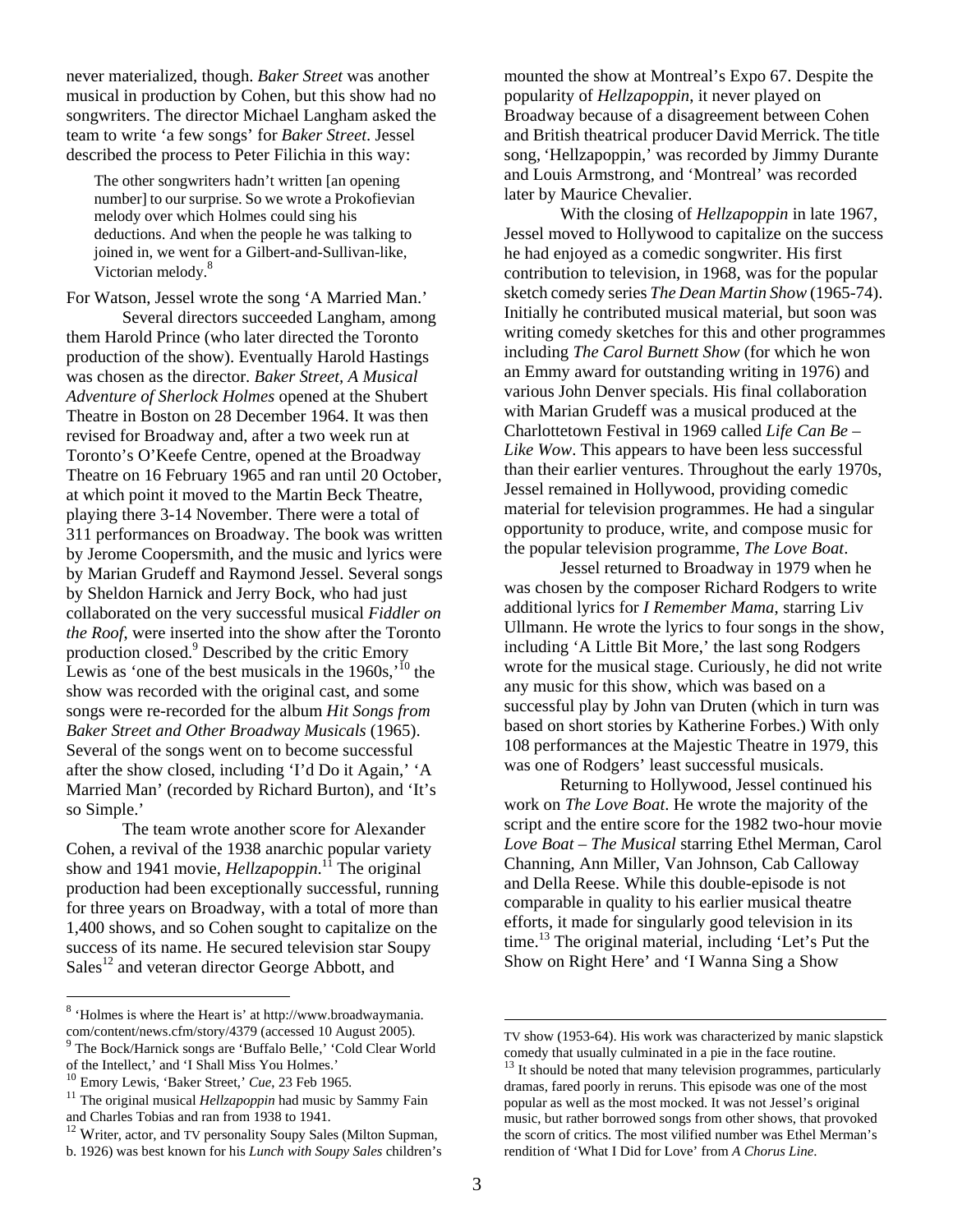never materialized, though. *Baker Street* was another musical in production by Cohen, but this show had no songwriters. The director Michael Langham asked the team to write 'a few songs' for *Baker Street*. Jessel described the process to Peter Filichia in this way:

> The other songwriters hadn't written [an opening number] to our surprise. So we wrote a Prokofievian melody over which Holmes could sing his deductions. And when the people he was talking to joined in, we went for a Gilbert-and-Sullivan-like, Victorian melody.[8]

For Watson, Jessel wrote the song 'A Married Man.'

Several directors succeeded Langham, among them Harold Prince (who later directed the Toronto production of the show). Eventually Harold Hastings was chosen as the director. *Baker Street, A Musical Adventure of Sherlock Holmes* opened at the Shubert Theatre in Boston on 28 December 1964. It was then revised for Broadway and, after a two week run at Toronto's O'Keefe Centre, opened at the Broadway Theatre on 16 February 1965 and ran until 20 October, at which point it moved to the Martin Beck Theatre, playing there 3-14 November. There were a total of 311 performances on Broadway. The book was written by Jerome Coopersmith, and the music and lyrics were by Marian Grudeff and Raymond Jessel. Several songs by Sheldon Harnick and Jerry Bock, who had just collaborated on the very successful musical *Fiddler on the Roof*, were inserted into the show after the Toronto production closed.[9] Described by the critic Emory Lewis as 'one of the best musicals in the 1960s,'[10] the show was recorded with the original cast, and some songs were re-recorded for the album *Hit Songs from Baker Street and Other Broadway Musicals* (1965). Several of the songs went on to become successful after the show closed, including 'I'd Do it Again,' 'A Married Man' (recorded by Richard Burton), and 'It's so Simple.'

The team wrote another score for Alexander Cohen, a revival of the 1938 anarchic popular variety show and 1941 movie, *Hellzapoppin*.[11] The original production had been exceptionally successful, running for three years on Broadway, with a total of more than 1,400 shows, and so Cohen sought to capitalize on the success of its name. He secured television star Soupy Sales[12] and veteran director George Abbott, and mounted the show at Montreal's Expo 67. Despite the popularity of *Hellzapoppin*, it never played on Broadway because of a disagreement between Cohen and British theatrical producer David Merrick. The title song, 'Hellzapoppin,' was recorded by Jimmy Durante and Louis Armstrong, and 'Montreal' was recorded later by Maurice Chevalier.

With the closing of *Hellzapoppin* in late 1967, Jessel moved to Hollywood to capitalize on the success he had enjoyed as a comedic songwriter. His first contribution to television, in 1968, was for the popular sketch comedy series *The Dean Martin Show* (1965-74). Initially he contributed musical material, but soon was writing comedy sketches for this and other programmes including *The Carol Burnett Show* (for which he won an Emmy award for outstanding writing in 1976) and various John Denver specials. His final collaboration with Marian Grudeff was a musical produced at the Charlottetown Festival in 1969 called *Life Can Be – Like Wow*. This appears to have been less successful than their earlier ventures. Throughout the early 1970s, Jessel remained in Hollywood, providing comedic material for television programmes. He had a singular opportunity to produce, write, and compose music for the popular television programme, *The Love Boat*.

Jessel returned to Broadway in 1979 when he was chosen by the composer Richard Rodgers to write additional lyrics for *I Remember Mama*, starring Liv Ullmann. He wrote the lyrics to four songs in the show, including 'A Little Bit More,' the last song Rodgers wrote for the musical stage. Curiously, he did not write any music for this show, which was based on a successful play by John van Druten (which in turn was based on short stories by Katherine Forbes.) With only 108 performances at the Majestic Theatre in 1979, this was one of Rodgers' least successful musicals.

Returning to Hollywood, Jessel continued his work on *The Love Boat*. He wrote the majority of the script and the entire score for the 1982 two-hour movie *Love Boat – The Musical* starring Ethel Merman, Carol Channing, Ann Miller, Van Johnson, Cab Calloway and Della Reese. While this double-episode is not comparable in quality to his earlier musical theatre efforts, it made for singularly good television in its time.[13] The original material, including 'Let's Put the Show on Right Here' and 'I Wanna Sing a Show

---

[8] 'Holmes is where the Heart is' at http://www.broadwaymania.com/content/news.cfm/story/4379 (accessed 10 August 2005).

[9] The Bock/Harnick songs are 'Buffalo Belle,' 'Cold Clear World of the Intellect,' and 'I Shall Miss You Holmes.'

[10] Emory Lewis, 'Baker Street,' *Cue*, 23 Feb 1965.

[11] The original musical *Hellzapoppin* had music by Sammy Fain and Charles Tobias and ran from 1938 to 1941.

[12] Writer, actor, and TV personality Soupy Sales (Milton Supman, b. 1926) was best known for his *Lunch with Soupy Sales* children's TV show (1953-64). His work was characterized by manic slapstick comedy that usually culminated in a pie in the face routine.

[13] It should be noted that many television programmes, particularly dramas, fared poorly in reruns. This episode was one of the most popular as well as the most mocked. It was not Jessel's original music, but rather borrowed songs from other shows, that provoked the scorn of critics. The most vilified number was Ethel Merman's rendition of 'What I Did for Love' from *A Chorus Line*.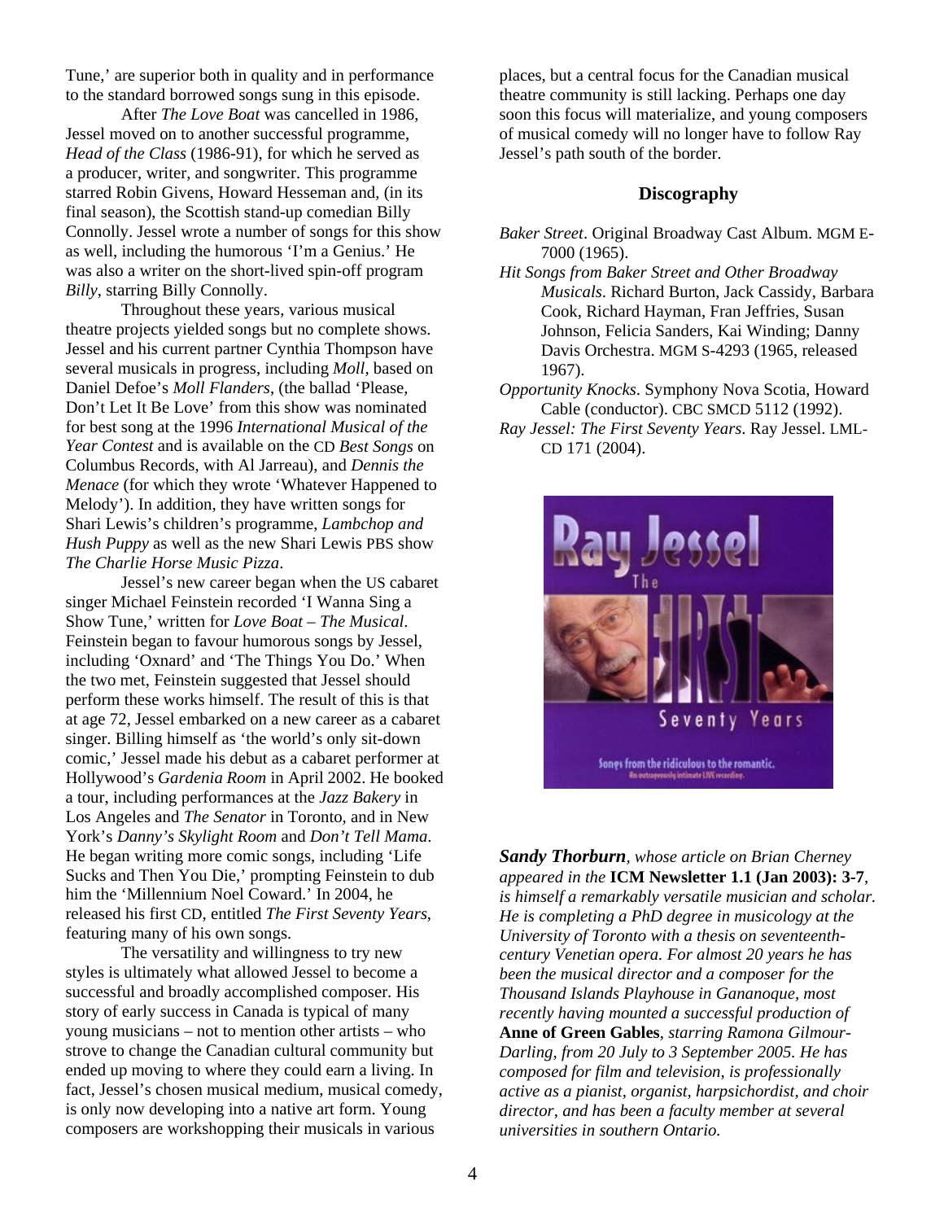Tune,' are superior both in quality and in performance to the standard borrowed songs sung in this episode.

After *The Love Boat* was cancelled in 1986, Jessel moved on to another successful programme, *Head of the Class* (1986-91), for which he served as a producer, writer, and songwriter. This programme starred Robin Givens, Howard Hesseman and, (in its final season), the Scottish stand-up comedian Billy Connolly. Jessel wrote a number of songs for this show as well, including the humorous 'I'm a Genius.' He was also a writer on the short-lived spin-off program *Billy*, starring Billy Connolly.

Throughout these years, various musical theatre projects yielded songs but no complete shows. Jessel and his current partner Cynthia Thompson have several musicals in progress, including *Moll*, based on Daniel Defoe's *Moll Flanders*, (the ballad 'Please, Don't Let It Be Love' from this show was nominated for best song at the 1996 *International Musical of the Year Contest* and is available on the CD *Best Songs* on Columbus Records, with Al Jarreau), and *Dennis the Menace* (for which they wrote 'Whatever Happened to Melody'). In addition, they have written songs for Shari Lewis's children's programme, *Lambchop and Hush Puppy* as well as the new Shari Lewis PBS show *The Charlie Horse Music Pizza*.

Jessel's new career began when the US cabaret singer Michael Feinstein recorded 'I Wanna Sing a Show Tune,' written for *Love Boat – The Musical*. Feinstein began to favour humorous songs by Jessel, including 'Oxnard' and 'The Things You Do.' When the two met, Feinstein suggested that Jessel should perform these works himself. The result of this is that at age 72, Jessel embarked on a new career as a cabaret singer. Billing himself as 'the world's only sit-down comic,' Jessel made his debut as a cabaret performer at Hollywood's *Gardenia Room* in April 2002. He booked a tour, including performances at the *Jazz Bakery* in Los Angeles and *The Senator* in Toronto, and in New York's *Danny's Skylight Room* and *Don't Tell Mama*. He began writing more comic songs, including 'Life Sucks and Then You Die,' prompting Feinstein to dub him the 'Millennium Noel Coward.' In 2004, he released his first CD, entitled *The First Seventy Years*, featuring many of his own songs.

The versatility and willingness to try new styles is ultimately what allowed Jessel to become a successful and broadly accomplished composer. His story of early success in Canada is typical of many young musicians – not to mention other artists – who strove to change the Canadian cultural community but ended up moving to where they could earn a living. In fact, Jessel's chosen musical medium, musical comedy, is only now developing into a native art form. Young composers are workshopping their musicals in various places, but a central focus for the Canadian musical theatre community is still lacking. Perhaps one day soon this focus will materialize, and young composers of musical comedy will no longer have to follow Ray Jessel's path south of the border.

### Discography

*Baker Street*. Original Broadway Cast Album. MGM E-7000 (1965).

*Hit Songs from Baker Street and Other Broadway Musicals*. Richard Burton, Jack Cassidy, Barbara Cook, Richard Hayman, Fran Jeffries, Susan Johnson, Felicia Sanders, Kai Winding; Danny Davis Orchestra. MGM S-4293 (1965, released 1967).

*Opportunity Knocks*. Symphony Nova Scotia, Howard Cable (conductor). CBC SMCD 5112 (1992).

*Ray Jessel: The First Seventy Years*. Ray Jessel. LML-CD 171 (2004).

***Sandy Thorburn**, whose article on Brian Cherney appeared in the* **ICM Newsletter 1.1 (Jan 2003): 3-7***, is himself a remarkably versatile musician and scholar. He is completing a PhD degree in musicology at the University of Toronto with a thesis on seventeenth-century Venetian opera. For almost 20 years he has been the musical director and a composer for the Thousand Islands Playhouse in Gananoque, most recently having mounted a successful production of* **Anne of Green Gables***, starring Ramona Gilmour-Darling, from 20 July to 3 September 2005. He has composed for film and television, is professionally active as a pianist, organist, harpsichordist, and choir director, and has been a faculty member at several universities in southern Ontario.*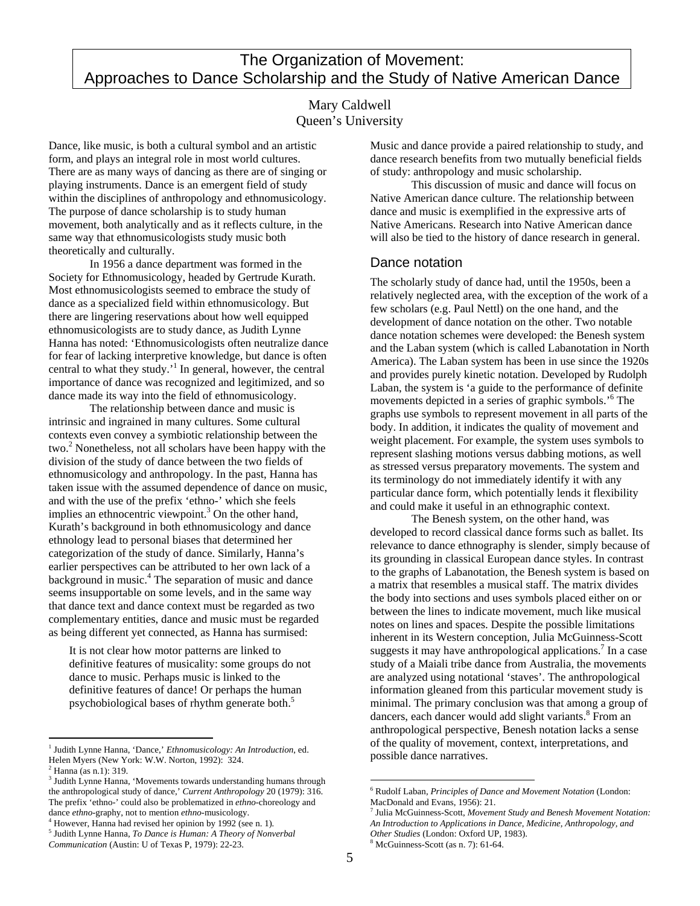# The Organization of Movement: Approaches to Dance Scholarship and the Study of Native American Dance

Mary Caldwell
Queen's University

Dance, like music, is both a cultural symbol and an artistic form, and plays an integral role in most world cultures. There are as many ways of dancing as there are of singing or playing instruments. Dance is an emergent field of study within the disciplines of anthropology and ethnomusicology. The purpose of dance scholarship is to study human movement, both analytically and as it reflects culture, in the same way that ethnomusicologists study music both theoretically and culturally.

In 1956 a dance department was formed in the Society for Ethnomusicology, headed by Gertrude Kurath. Most ethnomusicologists seemed to embrace the study of dance as a specialized field within ethnomusicology. But there are lingering reservations about how well equipped ethnomusicologists are to study dance, as Judith Lynne Hanna has noted: 'Ethnomusicologists often neutralize dance for fear of lacking interpretive knowledge, but dance is often central to what they study.'[1] In general, however, the central importance of dance was recognized and legitimized, and so dance made its way into the field of ethnomusicology.

The relationship between dance and music is intrinsic and ingrained in many cultures. Some cultural contexts even convey a symbiotic relationship between the two.[2] Nonetheless, not all scholars have been happy with the division of the study of dance between the two fields of ethnomusicology and anthropology. In the past, Hanna has taken issue with the assumed dependence of dance on music, and with the use of the prefix 'ethno-' which she feels implies an ethnocentric viewpoint.[3] On the other hand, Kurath's background in both ethnomusicology and dance ethnology lead to personal biases that determined her categorization of the study of dance. Similarly, Hanna's earlier perspectives can be attributed to her own lack of a background in music.[4] The separation of music and dance seems insupportable on some levels, and in the same way that dance text and dance context must be regarded as two complementary entities, dance and music must be regarded as being different yet connected, as Hanna has surmised:

> It is not clear how motor patterns are linked to definitive features of musicality: some groups do not dance to music. Perhaps music is linked to the definitive features of dance! Or perhaps the human psychobiological bases of rhythm generate both.[5]

Music and dance provide a paired relationship to study, and dance research benefits from two mutually beneficial fields of study: anthropology and music scholarship.

This discussion of music and dance will focus on Native American dance culture. The relationship between dance and music is exemplified in the expressive arts of Native Americans. Research into Native American dance will also be tied to the history of dance research in general.

## Dance notation

The scholarly study of dance had, until the 1950s, been a relatively neglected area, with the exception of the work of a few scholars (e.g. Paul Nettl) on the one hand, and the development of dance notation on the other. Two notable dance notation schemes were developed: the Benesh system and the Laban system (which is called Labanotation in North America). The Laban system has been in use since the 1920s and provides purely kinetic notation. Developed by Rudolph Laban, the system is 'a guide to the performance of definite movements depicted in a series of graphic symbols.'[6] The graphs use symbols to represent movement in all parts of the body. In addition, it indicates the quality of movement and weight placement. For example, the system uses symbols to represent slashing motions versus dabbing motions, as well as stressed versus preparatory movements. The system and its terminology do not immediately identify it with any particular dance form, which potentially lends it flexibility and could make it useful in an ethnographic context.

The Benesh system, on the other hand, was developed to record classical dance forms such as ballet. Its relevance to dance ethnography is slender, simply because of its grounding in classical European dance styles. In contrast to the graphs of Labanotation, the Benesh system is based on a matrix that resembles a musical staff. The matrix divides the body into sections and uses symbols placed either on or between the lines to indicate movement, much like musical notes on lines and spaces. Despite the possible limitations inherent in its Western conception, Julia McGuinness-Scott suggests it may have anthropological applications.[7] In a case study of a Maiali tribe dance from Australia, the movements are analyzed using notational 'staves'. The anthropological information gleaned from this particular movement study is minimal. The primary conclusion was that among a group of dancers, each dancer would add slight variants.[8] From an anthropological perspective, Benesh notation lacks a sense of the quality of movement, context, interpretations, and possible dance narratives.

---

[1] Judith Lynne Hanna, 'Dance,' *Ethnomusicology: An Introduction*, ed. Helen Myers (New York: W.W. Norton, 1992): 324.

[2] Hanna (as n.1): 319.

[3] Judith Lynne Hanna, 'Movements towards understanding humans through the anthropological study of dance,' *Current Anthropology* 20 (1979): 316. The prefix 'ethno-' could also be problematized in *ethno*-choreology and dance *ethno*-graphy, not to mention *ethno*-musicology.

[4] However, Hanna had revised her opinion by 1992 (see n. 1).

[5] Judith Lynne Hanna, *To Dance is Human: A Theory of Nonverbal Communication* (Austin: U of Texas P, 1979): 22-23.

[6] Rudolf Laban, *Principles of Dance and Movement Notation* (London: MacDonald and Evans, 1956): 21.

[7] Julia McGuinness-Scott, *Movement Study and Benesh Movement Notation: An Introduction to Applications in Dance, Medicine, Anthropology, and Other Studies* (London: Oxford UP, 1983).

[8] McGuinness-Scott (as n. 7): 61-64.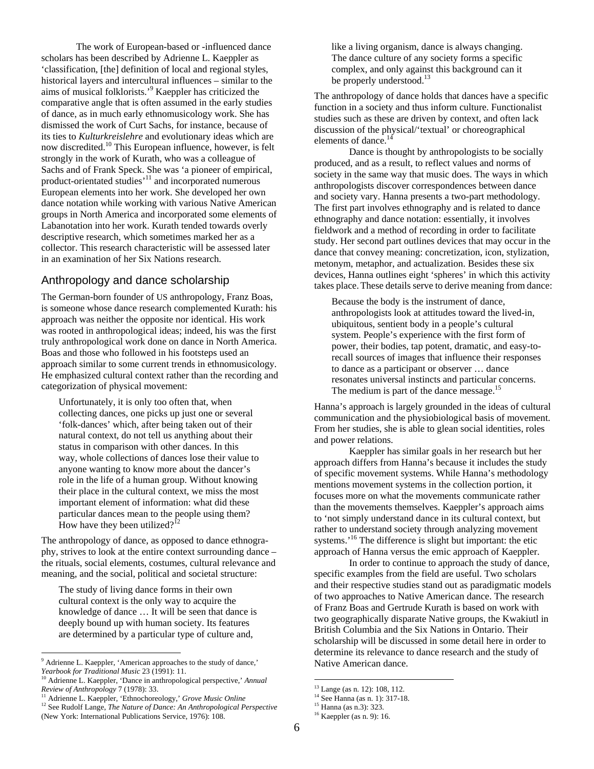The work of European-based or -influenced dance scholars has been described by Adrienne L. Kaeppler as 'classification, [the] definition of local and regional styles, historical layers and intercultural influences – similar to the aims of musical folklorists.'[9] Kaeppler has criticized the comparative angle that is often assumed in the early studies of dance, as in much early ethnomusicology work. She has dismissed the work of Curt Sachs, for instance, because of its ties to *Kulturkreislehre* and evolutionary ideas which are now discredited.[10] This European influence, however, is felt strongly in the work of Kurath, who was a colleague of Sachs and of Frank Speck. She was 'a pioneer of empirical, product-orientated studies'[11] and incorporated numerous European elements into her work. She developed her own dance notation while working with various Native American groups in North America and incorporated some elements of Labanotation into her work. Kurath tended towards overly descriptive research, which sometimes marked her as a collector. This research characteristic will be assessed later in an examination of her Six Nations research.

## Anthropology and dance scholarship

The German-born founder of US anthropology, Franz Boas, is someone whose dance research complemented Kurath: his approach was neither the opposite nor identical. His work was rooted in anthropological ideas; indeed, his was the first truly anthropological work done on dance in North America. Boas and those who followed in his footsteps used an approach similar to some current trends in ethnomusicology. He emphasized cultural context rather than the recording and categorization of physical movement:

> Unfortunately, it is only too often that, when collecting dances, one picks up just one or several 'folk-dances' which, after being taken out of their natural context, do not tell us anything about their status in comparison with other dances. In this way, whole collections of dances lose their value to anyone wanting to know more about the dancer's role in the life of a human group. Without knowing their place in the cultural context, we miss the most important element of information: what did these particular dances mean to the people using them? How have they been utilized?[12]

The anthropology of dance, as opposed to dance ethnography, strives to look at the entire context surrounding dance – the rituals, social elements, costumes, cultural relevance and meaning, and the social, political and societal structure:

> The study of living dance forms in their own cultural context is the only way to acquire the knowledge of dance … It will be seen that dance is deeply bound up with human society. Its features are determined by a particular type of culture and, like a living organism, dance is always changing. The dance culture of any society forms a specific complex, and only against this background can it be properly understood.[13]

The anthropology of dance holds that dances have a specific function in a society and thus inform culture. Functionalist studies such as these are driven by context, and often lack discussion of the physical/'textual' or choreographical elements of dance.[14]

Dance is thought by anthropologists to be socially produced, and as a result, to reflect values and norms of society in the same way that music does. The ways in which anthropologists discover correspondences between dance and society vary. Hanna presents a two-part methodology. The first part involves ethnography and is related to dance ethnography and dance notation: essentially, it involves fieldwork and a method of recording in order to facilitate study. Her second part outlines devices that may occur in the dance that convey meaning: concretization, icon, stylization, metonym, metaphor, and actualization. Besides these six devices, Hanna outlines eight 'spheres' in which this activity takes place. These details serve to derive meaning from dance:

> Because the body is the instrument of dance, anthropologists look at attitudes toward the lived-in, ubiquitous, sentient body in a people's cultural system. People's experience with the first form of power, their bodies, tap potent, dramatic, and easy-to-recall sources of images that influence their responses to dance as a participant or observer … dance resonates universal instincts and particular concerns. The medium is part of the dance message.[15]

Hanna's approach is largely grounded in the ideas of cultural communication and the physiobiological basis of movement. From her studies, she is able to glean social identities, roles and power relations.

Kaeppler has similar goals in her research but her approach differs from Hanna's because it includes the study of specific movement systems. While Hanna's methodology mentions movement systems in the collection portion, it focuses more on what the movements communicate rather than the movements themselves. Kaeppler's approach aims to 'not simply understand dance in its cultural context, but rather to understand society through analyzing movement systems.'[16] The difference is slight but important: the etic approach of Hanna versus the emic approach of Kaeppler.

In order to continue to approach the study of dance, specific examples from the field are useful. Two scholars and their respective studies stand out as paradigmatic models of two approaches to Native American dance. The research of Franz Boas and Gertrude Kurath is based on work with two geographically disparate Native groups, the Kwakiutl in British Columbia and the Six Nations in Ontario. Their scholarship will be discussed in some detail here in order to determine its relevance to dance research and the study of Native American dance.

---

[9] Adrienne L. Kaeppler, 'American approaches to the study of dance,' *Yearbook for Traditional Music* 23 (1991): 11.

[10] Adrienne L. Kaeppler, 'Dance in anthropological perspective,' *Annual Review of Anthropology* 7 (1978): 33.

[11] Adrienne L. Kaeppler, 'Ethnochoreology,' *Grove Music Online*

[12] See Rudolf Lange, *The Nature of Dance: An Anthropological Perspective* (New York: International Publications Service, 1976): 108.

[13] Lange (as n. 12): 108, 112.

[14] See Hanna (as n. 1): 317-18.

[15] Hanna (as n.3): 323.

[16] Kaeppler (as n. 9): 16.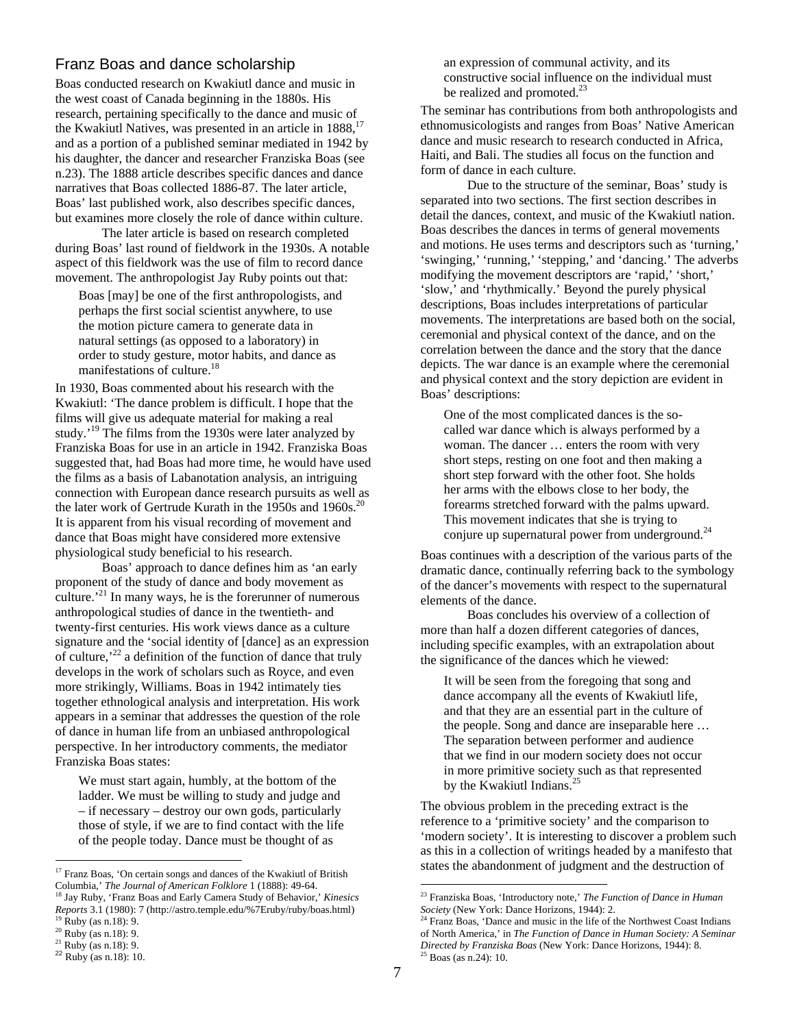## Franz Boas and dance scholarship

Boas conducted research on Kwakiutl dance and music in the west coast of Canada beginning in the 1880s. His research, pertaining specifically to the dance and music of the Kwakiutl Natives, was presented in an article in 1888,[17] and as a portion of a published seminar mediated in 1942 by his daughter, the dancer and researcher Franziska Boas (see n.23). The 1888 article describes specific dances and dance narratives that Boas collected 1886-87. The later article, Boas' last published work, also describes specific dances, but examines more closely the role of dance within culture.

The later article is based on research completed during Boas' last round of fieldwork in the 1930s. A notable aspect of this fieldwork was the use of film to record dance movement. The anthropologist Jay Ruby points out that:

> Boas [may] be one of the first anthropologists, and perhaps the first social scientist anywhere, to use the motion picture camera to generate data in natural settings (as opposed to a laboratory) in order to study gesture, motor habits, and dance as manifestations of culture.[18]

In 1930, Boas commented about his research with the Kwakiutl: 'The dance problem is difficult. I hope that the films will give us adequate material for making a real study.'[19] The films from the 1930s were later analyzed by Franziska Boas for use in an article in 1942. Franziska Boas suggested that, had Boas had more time, he would have used the films as a basis of Labanotation analysis, an intriguing connection with European dance research pursuits as well as the later work of Gertrude Kurath in the 1950s and 1960s.[20] It is apparent from his visual recording of movement and dance that Boas might have considered more extensive physiological study beneficial to his research.

Boas' approach to dance defines him as 'an early proponent of the study of dance and body movement as culture.'[21] In many ways, he is the forerunner of numerous anthropological studies of dance in the twentieth- and twenty-first centuries. His work views dance as a culture signature and the 'social identity of [dance] as an expression of culture,'[22] a definition of the function of dance that truly develops in the work of scholars such as Royce, and even more strikingly, Williams. Boas in 1942 intimately ties together ethnological analysis and interpretation. His work appears in a seminar that addresses the question of the role of dance in human life from an unbiased anthropological perspective. In her introductory comments, the mediator Franziska Boas states:

> We must start again, humbly, at the bottom of the ladder. We must be willing to study and judge and – if necessary – destroy our own gods, particularly those of style, if we are to find contact with the life of the people today. Dance must be thought of as an expression of communal activity, and its constructive social influence on the individual must be realized and promoted.[23]

The seminar has contributions from both anthropologists and ethnomusicologists and ranges from Boas' Native American dance and music research to research conducted in Africa, Haiti, and Bali. The studies all focus on the function and form of dance in each culture.

Due to the structure of the seminar, Boas' study is separated into two sections. The first section describes in detail the dances, context, and music of the Kwakiutl nation. Boas describes the dances in terms of general movements and motions. He uses terms and descriptors such as 'turning,' 'swinging,' 'running,' 'stepping,' and 'dancing.' The adverbs modifying the movement descriptors are 'rapid,' 'short,' 'slow,' and 'rhythmically.' Beyond the purely physical descriptions, Boas includes interpretations of particular movements. The interpretations are based both on the social, ceremonial and physical context of the dance, and on the correlation between the dance and the story that the dance depicts. The war dance is an example where the ceremonial and physical context and the story depiction are evident in Boas' descriptions:

> One of the most complicated dances is the so-called war dance which is always performed by a woman. The dancer … enters the room with very short steps, resting on one foot and then making a short step forward with the other foot. She holds her arms with the elbows close to her body, the forearms stretched forward with the palms upward. This movement indicates that she is trying to conjure up supernatural power from underground.[24]

Boas continues with a description of the various parts of the dramatic dance, continually referring back to the symbology of the dancer's movements with respect to the supernatural elements of the dance.

Boas concludes his overview of a collection of more than half a dozen different categories of dances, including specific examples, with an extrapolation about the significance of the dances which he viewed:

> It will be seen from the foregoing that song and dance accompany all the events of Kwakiutl life, and that they are an essential part in the culture of the people. Song and dance are inseparable here … The separation between performer and audience that we find in our modern society does not occur in more primitive society such as that represented by the Kwakiutl Indians.[25]

The obvious problem in the preceding extract is the reference to a 'primitive society' and the comparison to 'modern society'. It is interesting to discover a problem such as this in a collection of writings headed by a manifesto that states the abandonment of judgment and the destruction of

---

[17] Franz Boas, 'On certain songs and dances of the Kwakiutl of British Columbia,' *The Journal of American Folklore* 1 (1888): 49-64.

[18] Jay Ruby, 'Franz Boas and Early Camera Study of Behavior,' *Kinesics Reports* 3.1 (1980): 7 (http://astro.temple.edu/%7Eruby/ruby/boas.html)

[19] Ruby (as n.18): 9.

[20] Ruby (as n.18): 9.

[21] Ruby (as n.18): 9.

[22] Ruby (as n.18): 10.

[23] Franziska Boas, 'Introductory note,' *The Function of Dance in Human Society* (New York: Dance Horizons, 1944): 2.

[24] Franz Boas, 'Dance and music in the life of the Northwest Coast Indians of North America,' in *The Function of Dance in Human Society: A Seminar Directed by Franziska Boas* (New York: Dance Horizons, 1944): 8.

[25] Boas (as n.24): 10.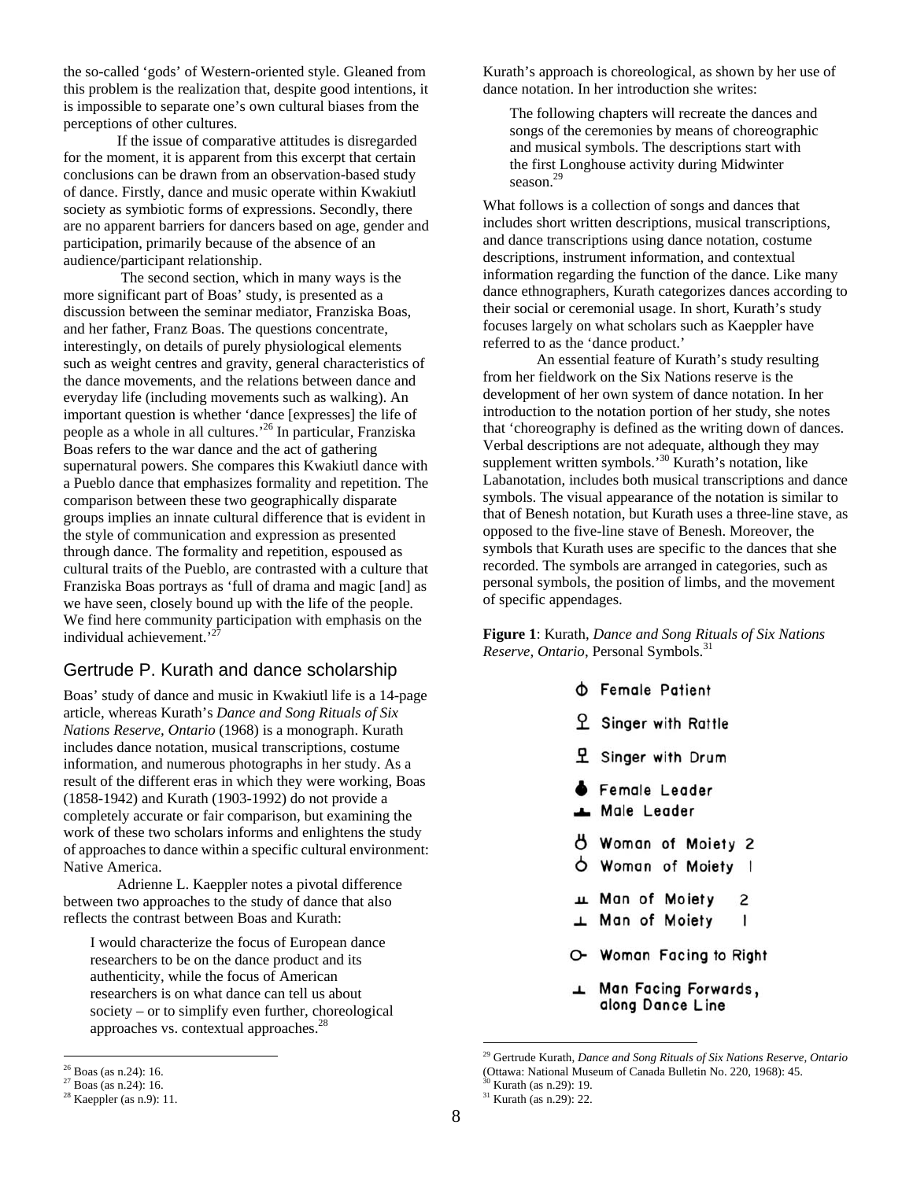the so-called 'gods' of Western-oriented style. Gleaned from this problem is the realization that, despite good intentions, it is impossible to separate one's own cultural biases from the perceptions of other cultures.

If the issue of comparative attitudes is disregarded for the moment, it is apparent from this excerpt that certain conclusions can be drawn from an observation-based study of dance. Firstly, dance and music operate within Kwakiutl society as symbiotic forms of expressions. Secondly, there are no apparent barriers for dancers based on age, gender and participation, primarily because of the absence of an audience/participant relationship.

The second section, which in many ways is the more significant part of Boas' study, is presented as a discussion between the seminar mediator, Franziska Boas, and her father, Franz Boas. The questions concentrate, interestingly, on details of purely physiological elements such as weight centres and gravity, general characteristics of the dance movements, and the relations between dance and everyday life (including movements such as walking). An important question is whether 'dance [expresses] the life of people as a whole in all cultures.'[26] In particular, Franziska Boas refers to the war dance and the act of gathering supernatural powers. She compares this Kwakiutl dance with a Pueblo dance that emphasizes formality and repetition. The comparison between these two geographically disparate groups implies an innate cultural difference that is evident in the style of communication and expression as presented through dance. The formality and repetition, espoused as cultural traits of the Pueblo, are contrasted with a culture that Franziska Boas portrays as 'full of drama and magic [and] as we have seen, closely bound up with the life of the people. We find here community participation with emphasis on the individual achievement.'[27]

## Gertrude P. Kurath and dance scholarship

Boas' study of dance and music in Kwakiutl life is a 14-page article, whereas Kurath's *Dance and Song Rituals of Six Nations Reserve, Ontario* (1968) is a monograph. Kurath includes dance notation, musical transcriptions, costume information, and numerous photographs in her study. As a result of the different eras in which they were working, Boas (1858-1942) and Kurath (1903-1992) do not provide a completely accurate or fair comparison, but examining the work of these two scholars informs and enlightens the study of approaches to dance within a specific cultural environment: Native America.

Adrienne L. Kaeppler notes a pivotal difference between two approaches to the study of dance that also reflects the contrast between Boas and Kurath:

> I would characterize the focus of European dance researchers to be on the dance product and its authenticity, while the focus of American researchers is on what dance can tell us about society – or to simplify even further, choreological approaches vs. contextual approaches.[28]

Kurath's approach is choreological, as shown by her use of dance notation. In her introduction she writes:

> The following chapters will recreate the dances and songs of the ceremonies by means of choreographic and musical symbols. The descriptions start with the first Longhouse activity during Midwinter season.[29]

What follows is a collection of songs and dances that includes short written descriptions, musical transcriptions, and dance transcriptions using dance notation, costume descriptions, instrument information, and contextual information regarding the function of the dance. Like many dance ethnographers, Kurath categorizes dances according to their social or ceremonial usage. In short, Kurath's study focuses largely on what scholars such as Kaeppler have referred to as the 'dance product.'

An essential feature of Kurath's study resulting from her fieldwork on the Six Nations reserve is the development of her own system of dance notation. In her introduction to the notation portion of her study, she notes that 'choreography is defined as the writing down of dances. Verbal descriptions are not adequate, although they may supplement written symbols.'[30] Kurath's notation, like Labanotation, includes both musical transcriptions and dance symbols. The visual appearance of the notation is similar to that of Benesh notation, but Kurath uses a three-line stave, as opposed to the five-line stave of Benesh. Moreover, the symbols that Kurath uses are specific to the dances that she recorded. The symbols are arranged in categories, such as personal symbols, the position of limbs, and the movement of specific appendages.

**Figure 1**: Kurath, *Dance and Song Rituals of Six Nations Reserve, Ontario*, Personal Symbols.[31]

Female Patient
Singer with Rattle
Singer with Drum
Female Leader
Male Leader
Woman of Moiety 2
Woman of Moiety 1
Man of Moiety 2
Man of Moiety 1
Woman Facing to Right
Man Facing Forwards, along Dance Line

---

[26] Boas (as n.24): 16.
[27] Boas (as n.24): 16.
[28] Kaeppler (as n.9): 11.
[29] Gertrude Kurath, *Dance and Song Rituals of Six Nations Reserve, Ontario* (Ottawa: National Museum of Canada Bulletin No. 220, 1968): 45.
[30] Kurath (as n.29): 19.
[31] Kurath (as n.29): 22.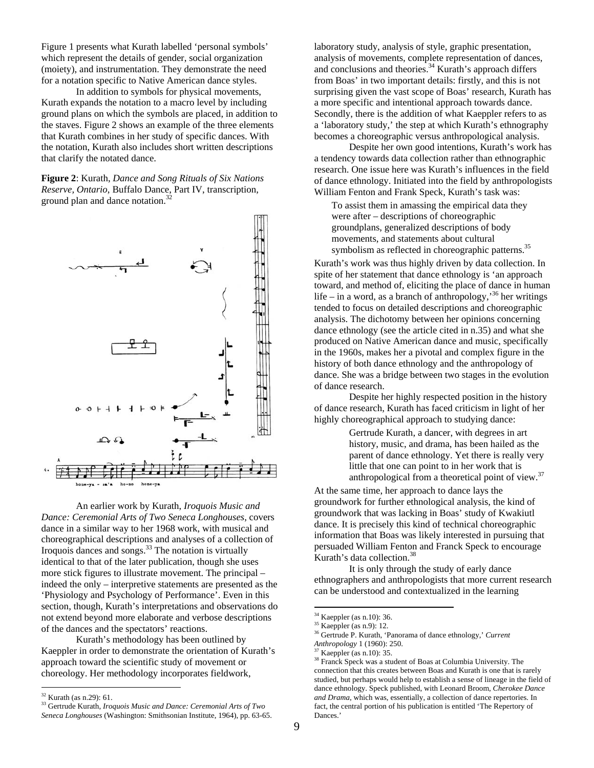Figure 1 presents what Kurath labelled 'personal symbols' which represent the details of gender, social organization (moiety), and instrumentation. They demonstrate the need for a notation specific to Native American dance styles.

In addition to symbols for physical movements, Kurath expands the notation to a macro level by including ground plans on which the symbols are placed, in addition to the staves. Figure 2 shows an example of the three elements that Kurath combines in her study of specific dances. With the notation, Kurath also includes short written descriptions that clarify the notated dance.

**Figure 2**: Kurath, *Dance and Song Rituals of Six Nations Reserve, Ontario*, Buffalo Dance, Part IV, transcription, ground plan and dance notation.[32]

An earlier work by Kurath, *Iroquois Music and Dance: Ceremonial Arts of Two Seneca Longhouses*, covers dance in a similar way to her 1968 work, with musical and choreographical descriptions and analyses of a collection of Iroquois dances and songs.[33] The notation is virtually identical to that of the later publication, though she uses more stick figures to illustrate movement. The principal – indeed the only – interpretive statements are presented as the 'Physiology and Psychology of Performance'. Even in this section, though, Kurath's interpretations and observations do not extend beyond more elaborate and verbose descriptions of the dances and the spectators' reactions.

Kurath's methodology has been outlined by Kaeppler in order to demonstrate the orientation of Kurath's approach toward the scientific study of movement or choreology. Her methodology incorporates fieldwork, laboratory study, analysis of style, graphic presentation, analysis of movements, complete representation of dances, and conclusions and theories.[34] Kurath's approach differs from Boas' in two important details: firstly, and this is not surprising given the vast scope of Boas' research, Kurath has a more specific and intentional approach towards dance. Secondly, there is the addition of what Kaeppler refers to as a 'laboratory study,' the step at which Kurath's ethnography becomes a choreographic versus anthropological analysis.

Despite her own good intentions, Kurath's work has a tendency towards data collection rather than ethnographic research. One issue here was Kurath's influences in the field of dance ethnology. Initiated into the field by anthropologists William Fenton and Frank Speck, Kurath's task was:

> To assist them in amassing the empirical data they were after – descriptions of choreographic groundplans, generalized descriptions of body movements, and statements about cultural symbolism as reflected in choreographic patterns.[35]

Kurath's work was thus highly driven by data collection. In spite of her statement that dance ethnology is 'an approach toward, and method of, eliciting the place of dance in human life – in a word, as a branch of anthropology,'[36] her writings tended to focus on detailed descriptions and choreographic analysis. The dichotomy between her opinions concerning dance ethnology (see the article cited in n.35) and what she produced on Native American dance and music, specifically in the 1960s, makes her a pivotal and complex figure in the history of both dance ethnology and the anthropology of dance. She was a bridge between two stages in the evolution of dance research.

Despite her highly respected position in the history of dance research, Kurath has faced criticism in light of her highly choreographic approach to studying dance:

> Gertrude Kurath, a dancer, with degrees in art history, music, and drama, has been hailed as the parent of dance ethnology. Yet there is really very little that one can point to in her work that is anthropological from a theoretical point of view.[37]

At the same time, her approach to dance lays the groundwork for further ethnological analysis, the kind of groundwork that was lacking in Boas' study of Kwakiutl dance. It is precisely this kind of technical choreographic information that Boas was likely interested in pursuing that persuaded William Fenton and Franck Speck to encourage Kurath's data collection.[38]

It is only through the study of early dance ethnographers and anthropologists that more current research can be understood and contextualized in the learning

---

[32] Kurath (as n.29): 61.

[33] Gertrude Kurath, *Iroquois Music and Dance: Ceremonial Arts of Two Seneca Longhouses* (Washington: Smithsonian Institute, 1964), pp. 63-65.

[34] Kaeppler (as n.10): 36.

[35] Kaeppler (as n.9): 12.

[36] Gertrude P. Kurath, 'Panorama of dance ethnology,' *Current Anthropology* 1 (1960): 250.

[37] Kaeppler (as n.10): 35.

[38] Franck Speck was a student of Boas at Columbia University. The connection that this creates between Boas and Kurath is one that is rarely studied, but perhaps would help to establish a sense of lineage in the field of dance ethnology. Speck published, with Leonard Broom, *Cherokee Dance and Drama*, which was, essentially, a collection of dance repertories. In fact, the central portion of his publication is entitled 'The Repertory of Dances.'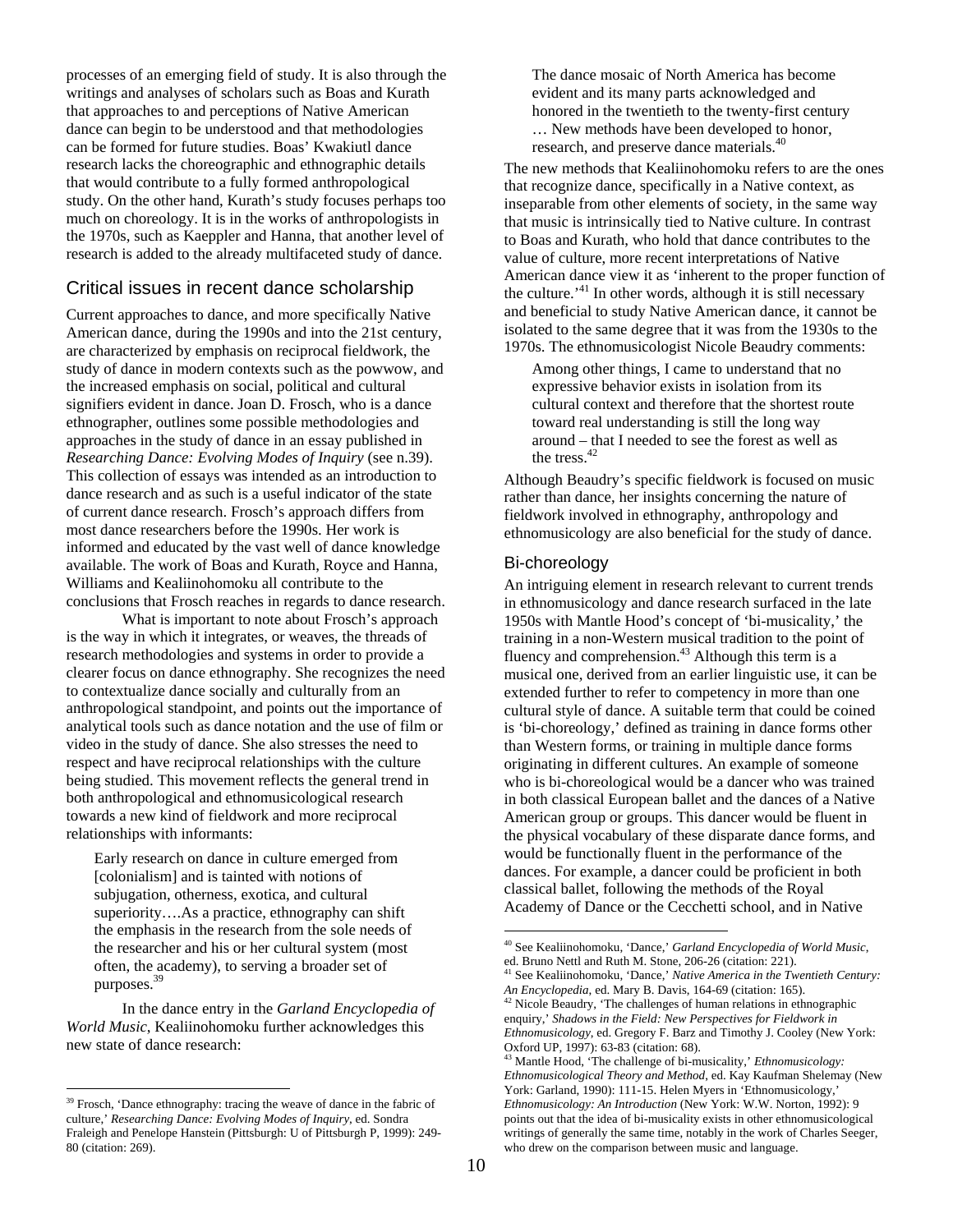processes of an emerging field of study. It is also through the writings and analyses of scholars such as Boas and Kurath that approaches to and perceptions of Native American dance can begin to be understood and that methodologies can be formed for future studies. Boas' Kwakiutl dance research lacks the choreographic and ethnographic details that would contribute to a fully formed anthropological study. On the other hand, Kurath's study focuses perhaps too much on choreology. It is in the works of anthropologists in the 1970s, such as Kaeppler and Hanna, that another level of research is added to the already multifaceted study of dance.

## Critical issues in recent dance scholarship

Current approaches to dance, and more specifically Native American dance, during the 1990s and into the 21st century, are characterized by emphasis on reciprocal fieldwork, the study of dance in modern contexts such as the powwow, and the increased emphasis on social, political and cultural signifiers evident in dance. Joan D. Frosch, who is a dance ethnographer, outlines some possible methodologies and approaches in the study of dance in an essay published in *Researching Dance: Evolving Modes of Inquiry* (see n.39). This collection of essays was intended as an introduction to dance research and as such is a useful indicator of the state of current dance research. Frosch's approach differs from most dance researchers before the 1990s. Her work is informed and educated by the vast well of dance knowledge available. The work of Boas and Kurath, Royce and Hanna, Williams and Kealiinohomoku all contribute to the conclusions that Frosch reaches in regards to dance research.

What is important to note about Frosch's approach is the way in which it integrates, or weaves, the threads of research methodologies and systems in order to provide a clearer focus on dance ethnography. She recognizes the need to contextualize dance socially and culturally from an anthropological standpoint, and points out the importance of analytical tools such as dance notation and the use of film or video in the study of dance. She also stresses the need to respect and have reciprocal relationships with the culture being studied. This movement reflects the general trend in both anthropological and ethnomusicological research towards a new kind of fieldwork and more reciprocal relationships with informants:

> Early research on dance in culture emerged from [colonialism] and is tainted with notions of subjugation, otherness, exotica, and cultural superiority….As a practice, ethnography can shift the emphasis in the research from the sole needs of the researcher and his or her cultural system (most often, the academy), to serving a broader set of purposes.[39]

In the dance entry in the *Garland Encyclopedia of World Music*, Kealiinohomoku further acknowledges this new state of dance research:

> The dance mosaic of North America has become evident and its many parts acknowledged and honored in the twentieth to the twenty-first century … New methods have been developed to honor, research, and preserve dance materials.[40]

The new methods that Kealiinohomoku refers to are the ones that recognize dance, specifically in a Native context, as inseparable from other elements of society, in the same way that music is intrinsically tied to Native culture. In contrast to Boas and Kurath, who hold that dance contributes to the value of culture, more recent interpretations of Native American dance view it as 'inherent to the proper function of the culture.'[41] In other words, although it is still necessary and beneficial to study Native American dance, it cannot be isolated to the same degree that it was from the 1930s to the 1970s. The ethnomusicologist Nicole Beaudry comments:

> Among other things, I came to understand that no expressive behavior exists in isolation from its cultural context and therefore that the shortest route toward real understanding is still the long way around – that I needed to see the forest as well as the tress.[42]

Although Beaudry's specific fieldwork is focused on music rather than dance, her insights concerning the nature of fieldwork involved in ethnography, anthropology and ethnomusicology are also beneficial for the study of dance.

### Bi-choreology

An intriguing element in research relevant to current trends in ethnomusicology and dance research surfaced in the late 1950s with Mantle Hood's concept of 'bi-musicality,' the training in a non-Western musical tradition to the point of fluency and comprehension.[43] Although this term is a musical one, derived from an earlier linguistic use, it can be extended further to refer to competency in more than one cultural style of dance. A suitable term that could be coined is 'bi-choreology,' defined as training in dance forms other than Western forms, or training in multiple dance forms originating in different cultures. An example of someone who is bi-choreological would be a dancer who was trained in both classical European ballet and the dances of a Native American group or groups. This dancer would be fluent in the physical vocabulary of these disparate dance forms, and would be functionally fluent in the performance of the dances. For example, a dancer could be proficient in both classical ballet, following the methods of the Royal Academy of Dance or the Cecchetti school, and in Native

---

[39] Frosch, 'Dance ethnography: tracing the weave of dance in the fabric of culture,' *Researching Dance: Evolving Modes of Inquiry*, ed. Sondra Fraleigh and Penelope Hanstein (Pittsburgh: U of Pittsburgh P, 1999): 249-80 (citation: 269).

[40] See Kealiinohomoku, 'Dance,' *Garland Encyclopedia of World Music*, ed. Bruno Nettl and Ruth M. Stone, 206-26 (citation: 221).

[41] See Kealiinohomoku, 'Dance,' *Native America in the Twentieth Century: An Encyclopedia*, ed. Mary B. Davis, 164-69 (citation: 165).

[42] Nicole Beaudry, 'The challenges of human relations in ethnographic enquiry,' *Shadows in the Field: New Perspectives for Fieldwork in Ethnomusicology*, ed. Gregory F. Barz and Timothy J. Cooley (New York: Oxford UP, 1997): 63-83 (citation: 68).

[43] Mantle Hood, 'The challenge of bi-musicality,' *Ethnomusicology: Ethnomusicological Theory and Method*, ed. Kay Kaufman Shelemay (New York: Garland, 1990): 111-15. Helen Myers in 'Ethnomusicology,' *Ethnomusicology: An Introduction* (New York: W.W. Norton, 1992): 9 points out that the idea of bi-musicality exists in other ethnomusicological writings of generally the same time, notably in the work of Charles Seeger, who drew on the comparison between music and language.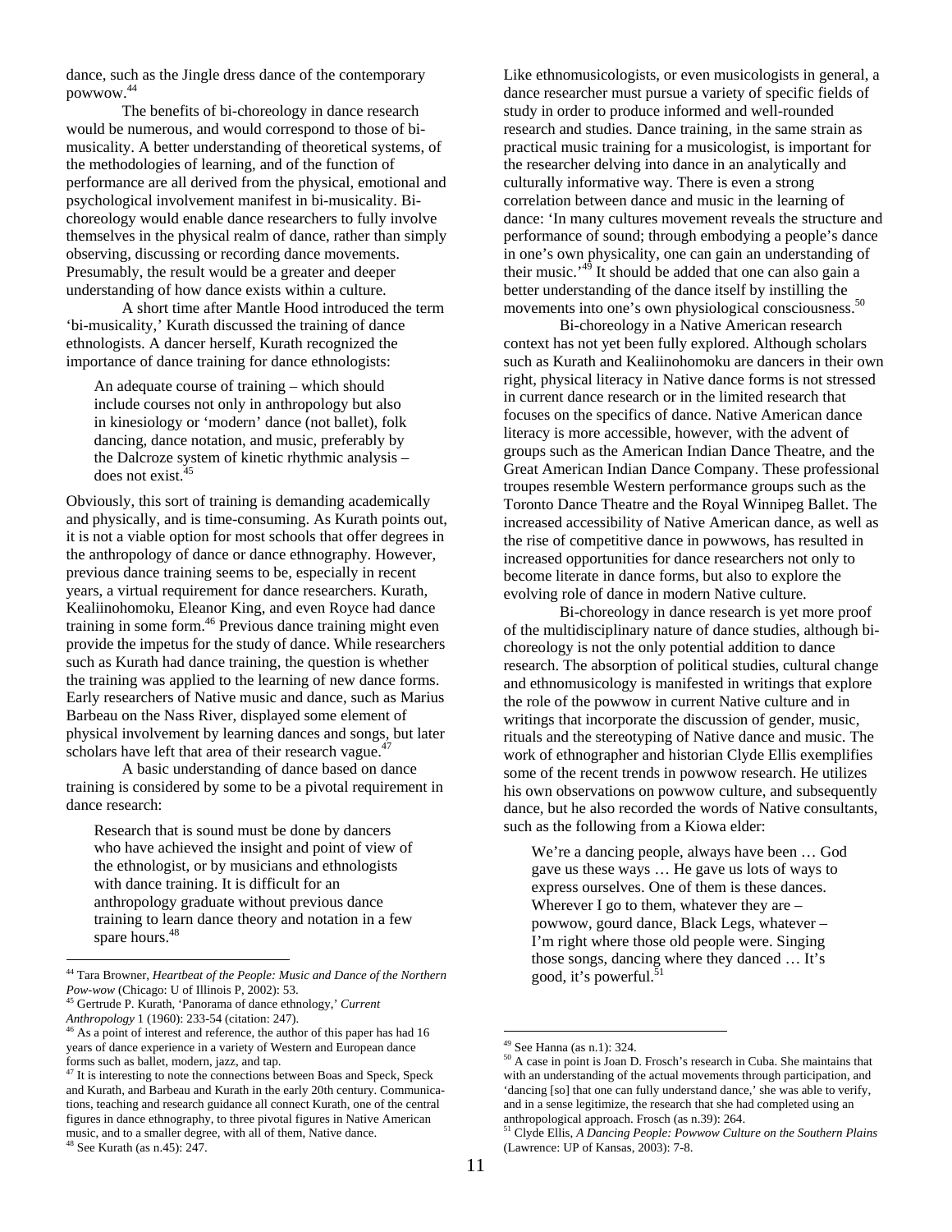dance, such as the Jingle dress dance of the contemporary powwow.[44]

The benefits of bi-choreology in dance research would be numerous, and would correspond to those of bi-musicality. A better understanding of theoretical systems, of the methodologies of learning, and of the function of performance are all derived from the physical, emotional and psychological involvement manifest in bi-musicality. Bi-choreology would enable dance researchers to fully involve themselves in the physical realm of dance, rather than simply observing, discussing or recording dance movements. Presumably, the result would be a greater and deeper understanding of how dance exists within a culture.

A short time after Mantle Hood introduced the term 'bi-musicality,' Kurath discussed the training of dance ethnologists. A dancer herself, Kurath recognized the importance of dance training for dance ethnologists:

> An adequate course of training – which should include courses not only in anthropology but also in kinesiology or 'modern' dance (not ballet), folk dancing, dance notation, and music, preferably by the Dalcroze system of kinetic rhythmic analysis – does not exist.[45]

Obviously, this sort of training is demanding academically and physically, and is time-consuming. As Kurath points out, it is not a viable option for most schools that offer degrees in the anthropology of dance or dance ethnography. However, previous dance training seems to be, especially in recent years, a virtual requirement for dance researchers. Kurath, Kealiinohomoku, Eleanor King, and even Royce had dance training in some form.[46] Previous dance training might even provide the impetus for the study of dance. While researchers such as Kurath had dance training, the question is whether the training was applied to the learning of new dance forms. Early researchers of Native music and dance, such as Marius Barbeau on the Nass River, displayed some element of physical involvement by learning dances and songs, but later scholars have left that area of their research vague.[47]

A basic understanding of dance based on dance training is considered by some to be a pivotal requirement in dance research:

> Research that is sound must be done by dancers who have achieved the insight and point of view of the ethnologist, or by musicians and ethnologists with dance training. It is difficult for an anthropology graduate without previous dance training to learn dance theory and notation in a few spare hours.[48]

Like ethnomusicologists, or even musicologists in general, a dance researcher must pursue a variety of specific fields of study in order to produce informed and well-rounded research and studies. Dance training, in the same strain as practical music training for a musicologist, is important for the researcher delving into dance in an analytically and culturally informative way. There is even a strong correlation between dance and music in the learning of dance: 'In many cultures movement reveals the structure and performance of sound; through embodying a people's dance in one's own physicality, one can gain an understanding of their music.'[49] It should be added that one can also gain a better understanding of the dance itself by instilling the movements into one's own physiological consciousness.[50]

Bi-choreology in a Native American research context has not yet been fully explored. Although scholars such as Kurath and Kealiinohomoku are dancers in their own right, physical literacy in Native dance forms is not stressed in current dance research or in the limited research that focuses on the specifics of dance. Native American dance literacy is more accessible, however, with the advent of groups such as the American Indian Dance Theatre, and the Great American Indian Dance Company. These professional troupes resemble Western performance groups such as the Toronto Dance Theatre and the Royal Winnipeg Ballet. The increased accessibility of Native American dance, as well as the rise of competitive dance in powwows, has resulted in increased opportunities for dance researchers not only to become literate in dance forms, but also to explore the evolving role of dance in modern Native culture.

Bi-choreology in dance research is yet more proof of the multidisciplinary nature of dance studies, although bi-choreology is not the only potential addition to dance research. The absorption of political studies, cultural change and ethnomusicology is manifested in writings that explore the role of the powwow in current Native culture and in writings that incorporate the discussion of gender, music, rituals and the stereotyping of Native dance and music. The work of ethnographer and historian Clyde Ellis exemplifies some of the recent trends in powwow research. He utilizes his own observations on powwow culture, and subsequently dance, but he also recorded the words of Native consultants, such as the following from a Kiowa elder:

> We're a dancing people, always have been … God gave us these ways … He gave us lots of ways to express ourselves. One of them is these dances. Wherever I go to them, whatever they are – powwow, gourd dance, Black Legs, whatever – I'm right where those old people were. Singing those songs, dancing where they danced … It's good, it's powerful.[51]

---

[44] Tara Browner, *Heartbeat of the People: Music and Dance of the Northern Pow-wow* (Chicago: U of Illinois P, 2002): 53.

[45] Gertrude P. Kurath, 'Panorama of dance ethnology,' *Current Anthropology* 1 (1960): 233-54 (citation: 247).

[46] As a point of interest and reference, the author of this paper has had 16 years of dance experience in a variety of Western and European dance forms such as ballet, modern, jazz, and tap.

[47] It is interesting to note the connections between Boas and Speck, Speck and Kurath, and Barbeau and Kurath in the early 20th century. Communications, teaching and research guidance all connect Kurath, one of the central figures in dance ethnography, to three pivotal figures in Native American music, and to a smaller degree, with all of them, Native dance.

[48] See Kurath (as n.45): 247.

[49] See Hanna (as n.1): 324.

[50] A case in point is Joan D. Frosch's research in Cuba. She maintains that with an understanding of the actual movements through participation, and 'dancing [so] that one can fully understand dance,' she was able to verify, and in a sense legitimize, the research that she had completed using an anthropological approach. Frosch (as n.39): 264.

[51] Clyde Ellis, *A Dancing People: Powwow Culture on the Southern Plains* (Lawrence: UP of Kansas, 2003): 7-8.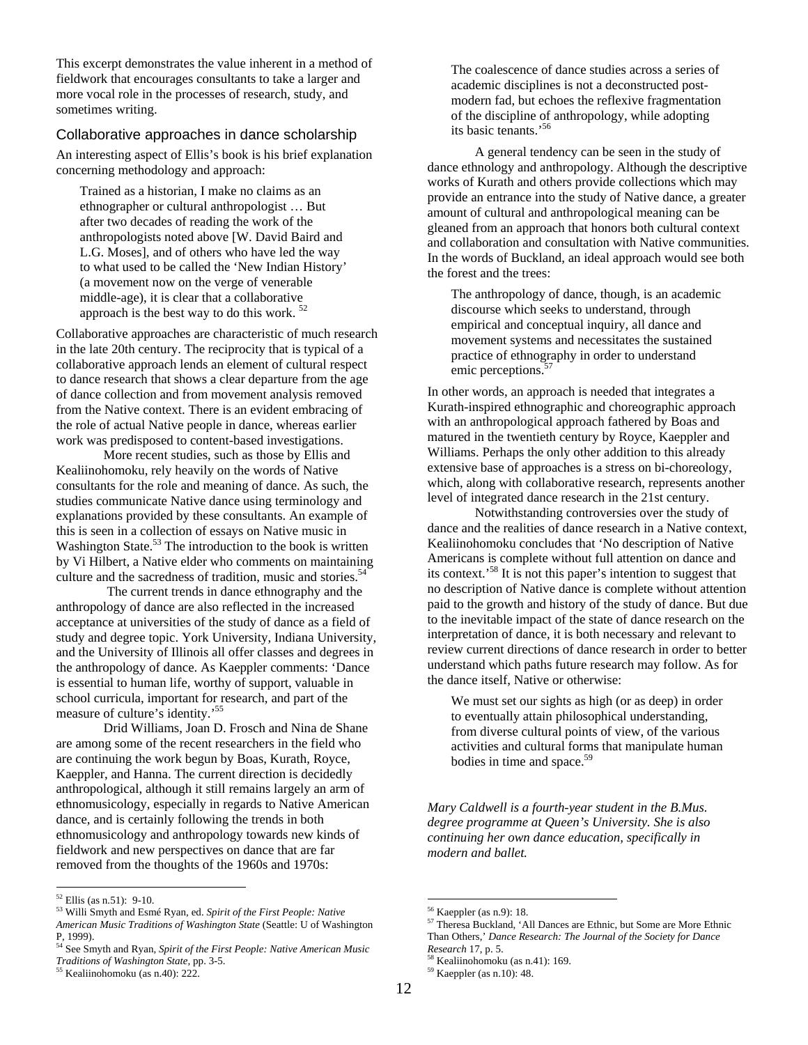This excerpt demonstrates the value inherent in a method of fieldwork that encourages consultants to take a larger and more vocal role in the processes of research, study, and sometimes writing.

## Collaborative approaches in dance scholarship

An interesting aspect of Ellis's book is his brief explanation concerning methodology and approach:

> Trained as a historian, I make no claims as an ethnographer or cultural anthropologist … But after two decades of reading the work of the anthropologists noted above [W. David Baird and L.G. Moses], and of others who have led the way to what used to be called the 'New Indian History' (a movement now on the verge of venerable middle-age), it is clear that a collaborative approach is the best way to do this work. [52]

Collaborative approaches are characteristic of much research in the late 20th century. The reciprocity that is typical of a collaborative approach lends an element of cultural respect to dance research that shows a clear departure from the age of dance collection and from movement analysis removed from the Native context. There is an evident embracing of the role of actual Native people in dance, whereas earlier work was predisposed to content-based investigations.

More recent studies, such as those by Ellis and Kealiinohomoku, rely heavily on the words of Native consultants for the role and meaning of dance. As such, the studies communicate Native dance using terminology and explanations provided by these consultants. An example of this is seen in a collection of essays on Native music in Washington State.[53] The introduction to the book is written by Vi Hilbert, a Native elder who comments on maintaining culture and the sacredness of tradition, music and stories.[54]

The current trends in dance ethnography and the anthropology of dance are also reflected in the increased acceptance at universities of the study of dance as a field of study and degree topic. York University, Indiana University, and the University of Illinois all offer classes and degrees in the anthropology of dance. As Kaeppler comments: 'Dance is essential to human life, worthy of support, valuable in school curricula, important for research, and part of the measure of culture's identity.'[55]

Drid Williams, Joan D. Frosch and Nina de Shane are among some of the recent researchers in the field who are continuing the work begun by Boas, Kurath, Royce, Kaeppler, and Hanna. The current direction is decidedly anthropological, although it still remains largely an arm of ethnomusicology, especially in regards to Native American dance, and is certainly following the trends in both ethnomusicology and anthropology towards new kinds of fieldwork and new perspectives on dance that are far removed from the thoughts of the 1960s and 1970s:

> The coalescence of dance studies across a series of academic disciplines is not a deconstructed post-modern fad, but echoes the reflexive fragmentation of the discipline of anthropology, while adopting its basic tenants.'[56]

A general tendency can be seen in the study of dance ethnology and anthropology. Although the descriptive works of Kurath and others provide collections which may provide an entrance into the study of Native dance, a greater amount of cultural and anthropological meaning can be gleaned from an approach that honors both cultural context and collaboration and consultation with Native communities. In the words of Buckland, an ideal approach would see both the forest and the trees:

> The anthropology of dance, though, is an academic discourse which seeks to understand, through empirical and conceptual inquiry, all dance and movement systems and necessitates the sustained practice of ethnography in order to understand emic perceptions.[57]

In other words, an approach is needed that integrates a Kurath-inspired ethnographic and choreographic approach with an anthropological approach fathered by Boas and matured in the twentieth century by Royce, Kaeppler and Williams. Perhaps the only other addition to this already extensive base of approaches is a stress on bi-choreology, which, along with collaborative research, represents another level of integrated dance research in the 21st century.

Notwithstanding controversies over the study of dance and the realities of dance research in a Native context, Kealiinohomoku concludes that 'No description of Native Americans is complete without full attention on dance and its context.'[58] It is not this paper's intention to suggest that no description of Native dance is complete without attention paid to the growth and history of the study of dance. But due to the inevitable impact of the state of dance research on the interpretation of dance, it is both necessary and relevant to review current directions of dance research in order to better understand which paths future research may follow. As for the dance itself, Native or otherwise:

> We must set our sights as high (or as deep) in order to eventually attain philosophical understanding, from diverse cultural points of view, of the various activities and cultural forms that manipulate human bodies in time and space.[59]

*Mary Caldwell is a fourth-year student in the B.Mus. degree programme at Queen's University. She is also continuing her own dance education, specifically in modern and ballet.*

---

[52] Ellis (as n.51): 9-10.

[53] Willi Smyth and Esmé Ryan, ed. *Spirit of the First People: Native American Music Traditions of Washington State* (Seattle: U of Washington P, 1999).

[54] See Smyth and Ryan, *Spirit of the First People: Native American Music Traditions of Washington State*, pp. 3-5.

[55] Kealiinohomoku (as n.40): 222.

[56] Kaeppler (as n.9): 18.

[57] Theresa Buckland, 'All Dances are Ethnic, but Some are More Ethnic Than Others,' *Dance Research: The Journal of the Society for Dance Research* 17, p. 5.

[58] Kealiinohomoku (as n.41): 169.

[59] Kaeppler (as n.10): 48.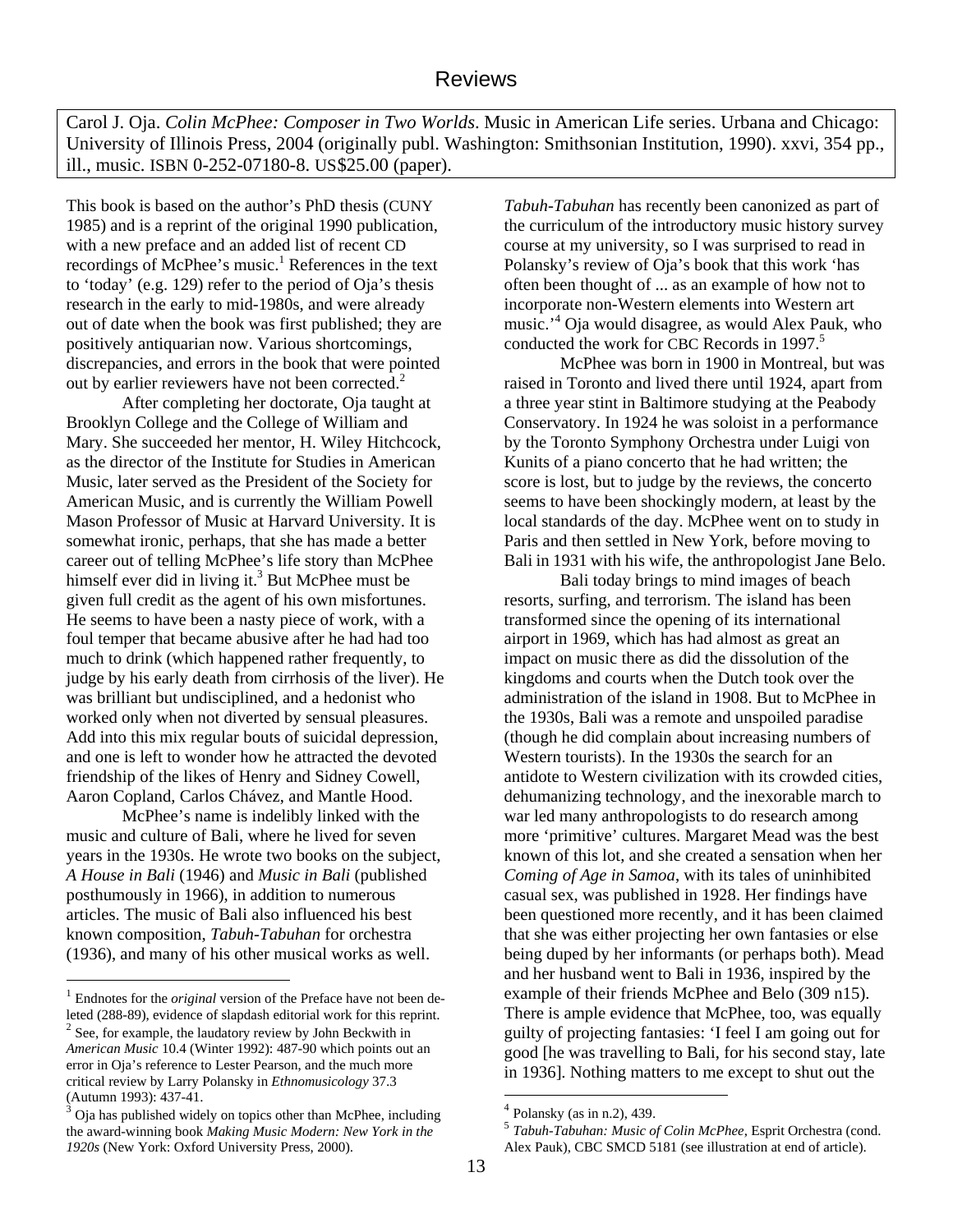# Reviews

Carol J. Oja. *Colin McPhee: Composer in Two Worlds*. Music in American Life series. Urbana and Chicago: University of Illinois Press, 2004 (originally publ. Washington: Smithsonian Institution, 1990). xxvi, 354 pp., ill., music. ISBN 0-252-07180-8. US$25.00 (paper).

This book is based on the author's PhD thesis (CUNY 1985) and is a reprint of the original 1990 publication, with a new preface and an added list of recent CD recordings of McPhee's music.[1] References in the text to 'today' (e.g. 129) refer to the period of Oja's thesis research in the early to mid-1980s, and were already out of date when the book was first published; they are positively antiquarian now. Various shortcomings, discrepancies, and errors in the book that were pointed out by earlier reviewers have not been corrected.[2]

After completing her doctorate, Oja taught at Brooklyn College and the College of William and Mary. She succeeded her mentor, H. Wiley Hitchcock, as the director of the Institute for Studies in American Music, later served as the President of the Society for American Music, and is currently the William Powell Mason Professor of Music at Harvard University. It is somewhat ironic, perhaps, that she has made a better career out of telling McPhee's life story than McPhee himself ever did in living it.[3] But McPhee must be given full credit as the agent of his own misfortunes. He seems to have been a nasty piece of work, with a foul temper that became abusive after he had had too much to drink (which happened rather frequently, to judge by his early death from cirrhosis of the liver). He was brilliant but undisciplined, and a hedonist who worked only when not diverted by sensual pleasures. Add into this mix regular bouts of suicidal depression, and one is left to wonder how he attracted the devoted friendship of the likes of Henry and Sidney Cowell, Aaron Copland, Carlos Chávez, and Mantle Hood.

McPhee's name is indelibly linked with the music and culture of Bali, where he lived for seven years in the 1930s. He wrote two books on the subject, *A House in Bali* (1946) and *Music in Bali* (published posthumously in 1966), in addition to numerous articles. The music of Bali also influenced his best known composition, *Tabuh-Tabuhan* for orchestra (1936), and many of his other musical works as well. *Tabuh-Tabuhan* has recently been canonized as part of the curriculum of the introductory music history survey course at my university, so I was surprised to read in Polansky's review of Oja's book that this work 'has often been thought of ... as an example of how not to incorporate non-Western elements into Western art music.'[4] Oja would disagree, as would Alex Pauk, who conducted the work for CBC Records in 1997.[5]

McPhee was born in 1900 in Montreal, but was raised in Toronto and lived there until 1924, apart from a three year stint in Baltimore studying at the Peabody Conservatory. In 1924 he was soloist in a performance by the Toronto Symphony Orchestra under Luigi von Kunits of a piano concerto that he had written; the score is lost, but to judge by the reviews, the concerto seems to have been shockingly modern, at least by the local standards of the day. McPhee went on to study in Paris and then settled in New York, before moving to Bali in 1931 with his wife, the anthropologist Jane Belo.

Bali today brings to mind images of beach resorts, surfing, and terrorism. The island has been transformed since the opening of its international airport in 1969, which has had almost as great an impact on music there as did the dissolution of the kingdoms and courts when the Dutch took over the administration of the island in 1908. But to McPhee in the 1930s, Bali was a remote and unspoiled paradise (though he did complain about increasing numbers of Western tourists). In the 1930s the search for an antidote to Western civilization with its crowded cities, dehumanizing technology, and the inexorable march to war led many anthropologists to do research among more 'primitive' cultures. Margaret Mead was the best known of this lot, and she created a sensation when her *Coming of Age in Samoa*, with its tales of uninhibited casual sex, was published in 1928. Her findings have been questioned more recently, and it has been claimed that she was either projecting her own fantasies or else being duped by her informants (or perhaps both). Mead and her husband went to Bali in 1936, inspired by the example of their friends McPhee and Belo (309 n15). There is ample evidence that McPhee, too, was equally guilty of projecting fantasies: 'I feel I am going out for good [he was travelling to Bali, for his second stay, late in 1936]. Nothing matters to me except to shut out the

---

[1] Endnotes for the *original* version of the Preface have not been deleted (288-89), evidence of slapdash editorial work for this reprint.

[2] See, for example, the laudatory review by John Beckwith in *American Music* 10.4 (Winter 1992): 487-90 which points out an error in Oja's reference to Lester Pearson, and the much more critical review by Larry Polansky in *Ethnomusicology* 37.3 (Autumn 1993): 437-41.

[3] Oja has published widely on topics other than McPhee, including the award-winning book *Making Music Modern: New York in the 1920s* (New York: Oxford University Press, 2000).

[4] Polansky (as in n.2), 439.

[5] *Tabuh-Tabuhan: Music of Colin McPhee*, Esprit Orchestra (cond. Alex Pauk), CBC SMCD 5181 (see illustration at end of article).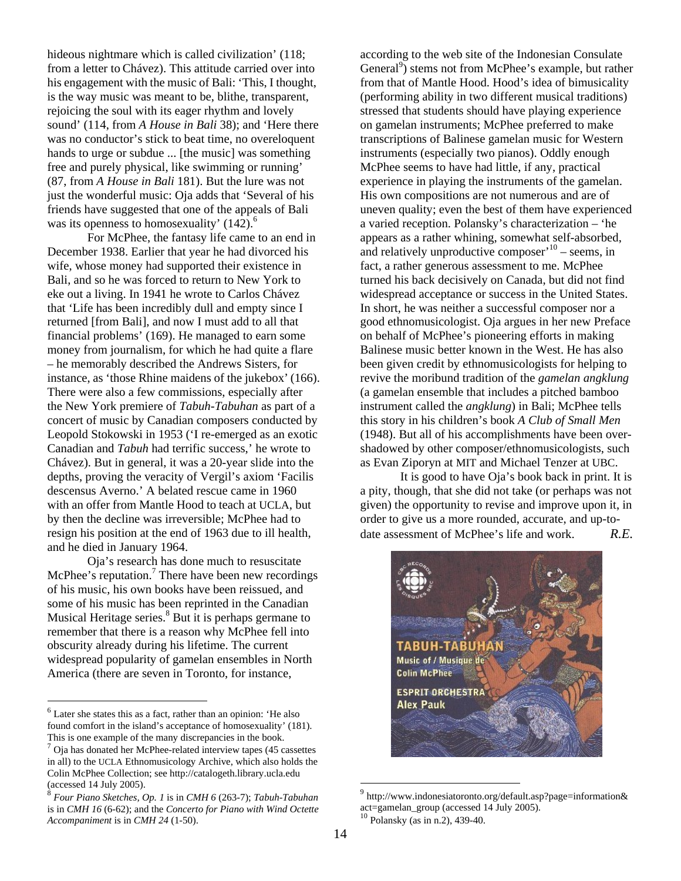hideous nightmare which is called civilization' (118; from a letter to Chávez). This attitude carried over into his engagement with the music of Bali: 'This, I thought, is the way music was meant to be, blithe, transparent, rejoicing the soul with its eager rhythm and lovely sound' (114, from *A House in Bali* 38); and 'Here there was no conductor's stick to beat time, no overeloquent hands to urge or subdue ... [the music] was something free and purely physical, like swimming or running' (87, from *A House in Bali* 181). But the lure was not just the wonderful music: Oja adds that 'Several of his friends have suggested that one of the appeals of Bali was its openness to homosexuality' (142).[6]

For McPhee, the fantasy life came to an end in December 1938. Earlier that year he had divorced his wife, whose money had supported their existence in Bali, and so he was forced to return to New York to eke out a living. In 1941 he wrote to Carlos Chávez that 'Life has been incredibly dull and empty since I returned [from Bali], and now I must add to all that financial problems' (169). He managed to earn some money from journalism, for which he had quite a flare – he memorably described the Andrews Sisters, for instance, as 'those Rhine maidens of the jukebox' (166). There were also a few commissions, especially after the New York premiere of *Tabuh-Tabuhan* as part of a concert of music by Canadian composers conducted by Leopold Stokowski in 1953 ('I re-emerged as an exotic Canadian and *Tabuh* had terrific success,' he wrote to Chávez). But in general, it was a 20-year slide into the depths, proving the veracity of Vergil's axiom 'Facilis descensus Averno.' A belated rescue came in 1960 with an offer from Mantle Hood to teach at UCLA, but by then the decline was irreversible; McPhee had to resign his position at the end of 1963 due to ill health, and he died in January 1964.

Oja's research has done much to resuscitate McPhee's reputation.[7] There have been new recordings of his music, his own books have been reissued, and some of his music has been reprinted in the Canadian Musical Heritage series.[8] But it is perhaps germane to remember that there is a reason why McPhee fell into obscurity already during his lifetime. The current widespread popularity of gamelan ensembles in North America (there are seven in Toronto, for instance, according to the web site of the Indonesian Consulate General[9]) stems not from McPhee's example, but rather from that of Mantle Hood. Hood's idea of bimusicality (performing ability in two different musical traditions) stressed that students should have playing experience on gamelan instruments; McPhee preferred to make transcriptions of Balinese gamelan music for Western instruments (especially two pianos). Oddly enough McPhee seems to have had little, if any, practical experience in playing the instruments of the gamelan. His own compositions are not numerous and are of uneven quality; even the best of them have experienced a varied reception. Polansky's characterization – 'he appears as a rather whining, somewhat self-absorbed, and relatively unproductive composer'[10] – seems, in fact, a rather generous assessment to me. McPhee turned his back decisively on Canada, but did not find widespread acceptance or success in the United States. In short, he was neither a successful composer nor a good ethnomusicologist. Oja argues in her new Preface on behalf of McPhee's pioneering efforts in making Balinese music better known in the West. He has also been given credit by ethnomusicologists for helping to revive the moribund tradition of the *gamelan angklung* (a gamelan ensemble that includes a pitched bamboo instrument called the *angklung*) in Bali; McPhee tells this story in his children's book *A Club of Small Men* (1948). But all of his accomplishments have been overshadowed by other composer/ethnomusicologists, such as Evan Ziporyn at MIT and Michael Tenzer at UBC.

It is good to have Oja's book back in print. It is a pity, though, that she did not take (or perhaps was not given) the opportunity to revise and improve upon it, in order to give us a more rounded, accurate, and up-to-date assessment of McPhee's life and work. *R.E.*

TABUH-TABUHAN
Music of / Musique de
Colin McPhee
ESPRIT ORCHESTRA
Alex Pauk

[6] Later she states this as a fact, rather than an opinion: 'He also found comfort in the island's acceptance of homosexuality' (181). This is one example of the many discrepancies in the book.

[7] Oja has donated her McPhee-related interview tapes (45 cassettes in all) to the UCLA Ethnomusicology Archive, which also holds the Colin McPhee Collection; see http://catalogeth.library.ucla.edu (accessed 14 July 2005).

[8] *Four Piano Sketches, Op. 1* is in *CMH 6* (263-7); *Tabuh-Tabuhan* is in *CMH 16* (6-62); and the *Concerto for Piano with Wind Octette Accompaniment* is in *CMH 24* (1-50).

[9] http://www.indonesiatoronto.org/default.asp?page=information&act=gamelan_group (accessed 14 July 2005).

[10] Polansky (as in n.2), 439-40.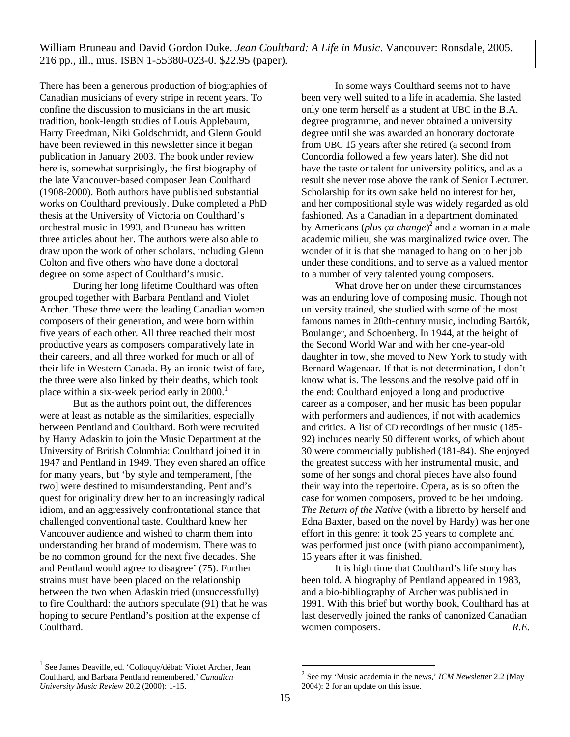William Bruneau and David Gordon Duke. *Jean Coulthard: A Life in Music*. Vancouver: Ronsdale, 2005. 216 pp., ill., mus. ISBN 1-55380-023-0. $22.95 (paper).

There has been a generous production of biographies of Canadian musicians of every stripe in recent years. To confine the discussion to musicians in the art music tradition, book-length studies of Louis Applebaum, Harry Freedman, Niki Goldschmidt, and Glenn Gould have been reviewed in this newsletter since it began publication in January 2003. The book under review here is, somewhat surprisingly, the first biography of the late Vancouver-based composer Jean Coulthard (1908-2000). Both authors have published substantial works on Coulthard previously. Duke completed a PhD thesis at the University of Victoria on Coulthard's orchestral music in 1993, and Bruneau has written three articles about her. The authors were also able to draw upon the work of other scholars, including Glenn Colton and five others who have done a doctoral degree on some aspect of Coulthard's music.

During her long lifetime Coulthard was often grouped together with Barbara Pentland and Violet Archer. These three were the leading Canadian women composers of their generation, and were born within five years of each other. All three reached their most productive years as composers comparatively late in their careers, and all three worked for much or all of their life in Western Canada. By an ironic twist of fate, the three were also linked by their deaths, which took place within a six-week period early in 2000.[1]

But as the authors point out, the differences were at least as notable as the similarities, especially between Pentland and Coulthard. Both were recruited by Harry Adaskin to join the Music Department at the University of British Columbia: Coulthard joined it in 1947 and Pentland in 1949. They even shared an office for many years, but 'by style and temperament, [the two] were destined to misunderstanding. Pentland's quest for originality drew her to an increasingly radical idiom, and an aggressively confrontational stance that challenged conventional taste. Coulthard knew her Vancouver audience and wished to charm them into understanding her brand of modernism. There was to be no common ground for the next five decades. She and Pentland would agree to disagree' (75). Further strains must have been placed on the relationship between the two when Adaskin tried (unsuccessfully) to fire Coulthard: the authors speculate (91) that he was hoping to secure Pentland's position at the expense of Coulthard.

In some ways Coulthard seems not to have been very well suited to a life in academia. She lasted only one term herself as a student at UBC in the B.A. degree programme, and never obtained a university degree until she was awarded an honorary doctorate from UBC 15 years after she retired (a second from Concordia followed a few years later). She did not have the taste or talent for university politics, and as a result she never rose above the rank of Senior Lecturer. Scholarship for its own sake held no interest for her, and her compositional style was widely regarded as old fashioned. As a Canadian in a department dominated by Americans (*plus ça change*)[2] and a woman in a male academic milieu, she was marginalized twice over. The wonder of it is that she managed to hang on to her job under these conditions, and to serve as a valued mentor to a number of very talented young composers.

What drove her on under these circumstances was an enduring love of composing music. Though not university trained, she studied with some of the most famous names in 20th-century music, including Bartók, Boulanger, and Schoenberg. In 1944, at the height of the Second World War and with her one-year-old daughter in tow, she moved to New York to study with Bernard Wagenaar. If that is not determination, I don't know what is. The lessons and the resolve paid off in the end: Coulthard enjoyed a long and productive career as a composer, and her music has been popular with performers and audiences, if not with academics and critics. A list of CD recordings of her music (185-92) includes nearly 50 different works, of which about 30 were commercially published (181-84). She enjoyed the greatest success with her instrumental music, and some of her songs and choral pieces have also found their way into the repertoire. Opera, as is so often the case for women composers, proved to be her undoing. *The Return of the Native* (with a libretto by herself and Edna Baxter, based on the novel by Hardy) was her one effort in this genre: it took 25 years to complete and was performed just once (with piano accompaniment), 15 years after it was finished.

It is high time that Coulthard's life story has been told. A biography of Pentland appeared in 1983, and a bio-bibliography of Archer was published in 1991. With this brief but worthy book, Coulthard has at last deservedly joined the ranks of canonized Canadian women composers. *R.E.*

---

[1] See James Deaville, ed. 'Colloquy/débat: Violet Archer, Jean Coulthard, and Barbara Pentland remembered,' *Canadian University Music Review* 20.2 (2000): 1-15.

[2] See my 'Music academia in the news,' *ICM Newsletter* 2.2 (May 2004): 2 for an update on this issue.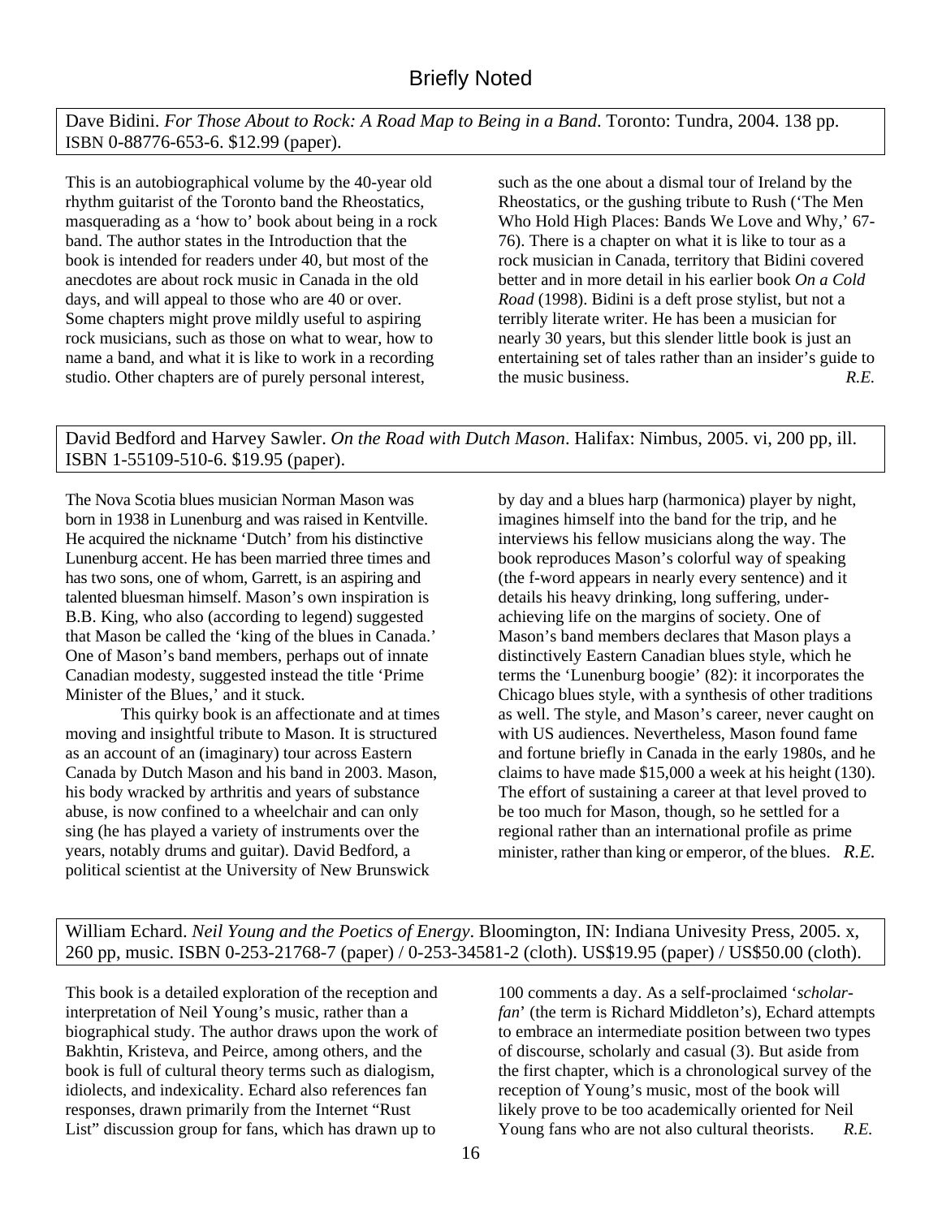# Briefly Noted

Dave Bidini. *For Those About to Rock: A Road Map to Being in a Band*. Toronto: Tundra, 2004. 138 pp. ISBN 0-88776-653-6. $12.99 (paper).

This is an autobiographical volume by the 40-year old rhythm guitarist of the Toronto band the Rheostatics, masquerading as a 'how to' book about being in a rock band. The author states in the Introduction that the book is intended for readers under 40, but most of the anecdotes are about rock music in Canada in the old days, and will appeal to those who are 40 or over. Some chapters might prove mildly useful to aspiring rock musicians, such as those on what to wear, how to name a band, and what it is like to work in a recording studio. Other chapters are of purely personal interest, such as the one about a dismal tour of Ireland by the Rheostatics, or the gushing tribute to Rush ('The Men Who Hold High Places: Bands We Love and Why,' 67-76). There is a chapter on what it is like to tour as a rock musician in Canada, territory that Bidini covered better and in more detail in his earlier book *On a Cold Road* (1998). Bidini is a deft prose stylist, but not a terribly literate writer. He has been a musician for nearly 30 years, but this slender little book is just an entertaining set of tales rather than an insider's guide to the music business. *R.E.*

David Bedford and Harvey Sawler. *On the Road with Dutch Mason*. Halifax: Nimbus, 2005. vi, 200 pp, ill. ISBN 1-55109-510-6. $19.95 (paper).

The Nova Scotia blues musician Norman Mason was born in 1938 in Lunenburg and was raised in Kentville. He acquired the nickname 'Dutch' from his distinctive Lunenburg accent. He has been married three times and has two sons, one of whom, Garrett, is an aspiring and talented bluesman himself. Mason's own inspiration is B.B. King, who also (according to legend) suggested that Mason be called the 'king of the blues in Canada.' One of Mason's band members, perhaps out of innate Canadian modesty, suggested instead the title 'Prime Minister of the Blues,' and it stuck.

This quirky book is an affectionate and at times moving and insightful tribute to Mason. It is structured as an account of an (imaginary) tour across Eastern Canada by Dutch Mason and his band in 2003. Mason, his body wracked by arthritis and years of substance abuse, is now confined to a wheelchair and can only sing (he has played a variety of instruments over the years, notably drums and guitar). David Bedford, a political scientist at the University of New Brunswick by day and a blues harp (harmonica) player by night, imagines himself into the band for the trip, and he interviews his fellow musicians along the way. The book reproduces Mason's colorful way of speaking (the f-word appears in nearly every sentence) and it details his heavy drinking, long suffering, under-achieving life on the margins of society. One of Mason's band members declares that Mason plays a distinctively Eastern Canadian blues style, which he terms the 'Lunenburg boogie' (82): it incorporates the Chicago blues style, with a synthesis of other traditions as well. The style, and Mason's career, never caught on with US audiences. Nevertheless, Mason found fame and fortune briefly in Canada in the early 1980s, and he claims to have made $15,000 a week at his height (130). The effort of sustaining a career at that level proved to be too much for Mason, though, so he settled for a regional rather than an international profile as prime minister, rather than king or emperor, of the blues. *R.E.*

William Echard. *Neil Young and the Poetics of Energy*. Bloomington, IN: Indiana Univesity Press, 2005. x, 260 pp, music. ISBN 0-253-21768-7 (paper) / 0-253-34581-2 (cloth). US$19.95 (paper) / US$50.00 (cloth).

This book is a detailed exploration of the reception and interpretation of Neil Young's music, rather than a biographical study. The author draws upon the work of Bakhtin, Kristeva, and Peirce, among others, and the book is full of cultural theory terms such as dialogism, idiolects, and indexicality. Echard also references fan responses, drawn primarily from the Internet "Rust List" discussion group for fans, which has drawn up to 100 comments a day. As a self-proclaimed '*scholar-fan*' (the term is Richard Middleton's), Echard attempts to embrace an intermediate position between two types of discourse, scholarly and casual (3). But aside from the first chapter, which is a chronological survey of the reception of Young's music, most of the book will likely prove to be too academically oriented for Neil Young fans who are not also cultural theorists. *R.E.*